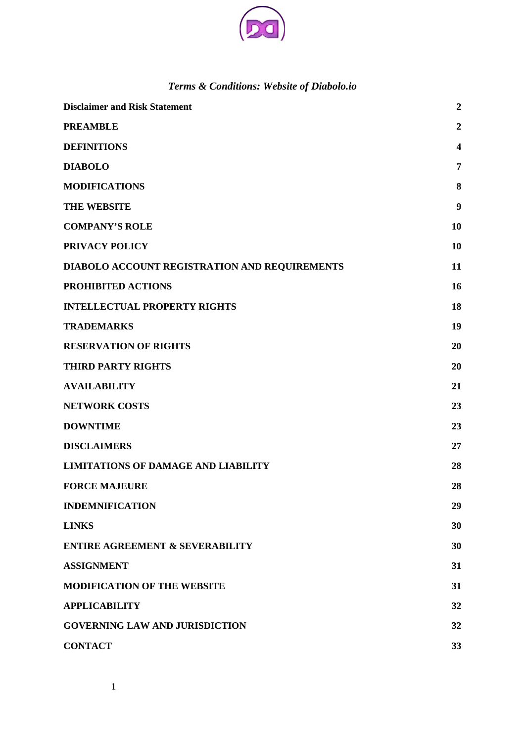*Terms & Conditions: Website of Diabolo.io*

| | |
|---|---|
| **Disclaimer and Risk Statement** | **2** |
| **PREAMBLE** | **2** |
| **DEFINITIONS** | **4** |
| **DIABOLO** | **7** |
| **MODIFICATIONS** | **8** |
| **THE WEBSITE** | **9** |
| **COMPANY'S ROLE** | **10** |
| **PRIVACY POLICY** | **10** |
| **DIABOLO ACCOUNT REGISTRATION AND REQUIREMENTS** | **11** |
| **PROHIBITED ACTIONS** | **16** |
| **INTELLECTUAL PROPERTY RIGHTS** | **18** |
| **TRADEMARKS** | **19** |
| **RESERVATION OF RIGHTS** | **20** |
| **THIRD PARTY RIGHTS** | **20** |
| **AVAILABILITY** | **21** |
| **NETWORK COSTS** | **23** |
| **DOWNTIME** | **23** |
| **DISCLAIMERS** | **27** |
| **LIMITATIONS OF DAMAGE AND LIABILITY** | **28** |
| **FORCE MAJEURE** | **28** |
| **INDEMNIFICATION** | **29** |
| **LINKS** | **30** |
| **ENTIRE AGREEMENT & SEVERABILITY** | **30** |
| **ASSIGNMENT** | **31** |
| **MODIFICATION OF THE WEBSITE** | **31** |
| **APPLICABILITY** | **32** |
| **GOVERNING LAW AND JURISDICTION** | **32** |
| **CONTACT** | **33** |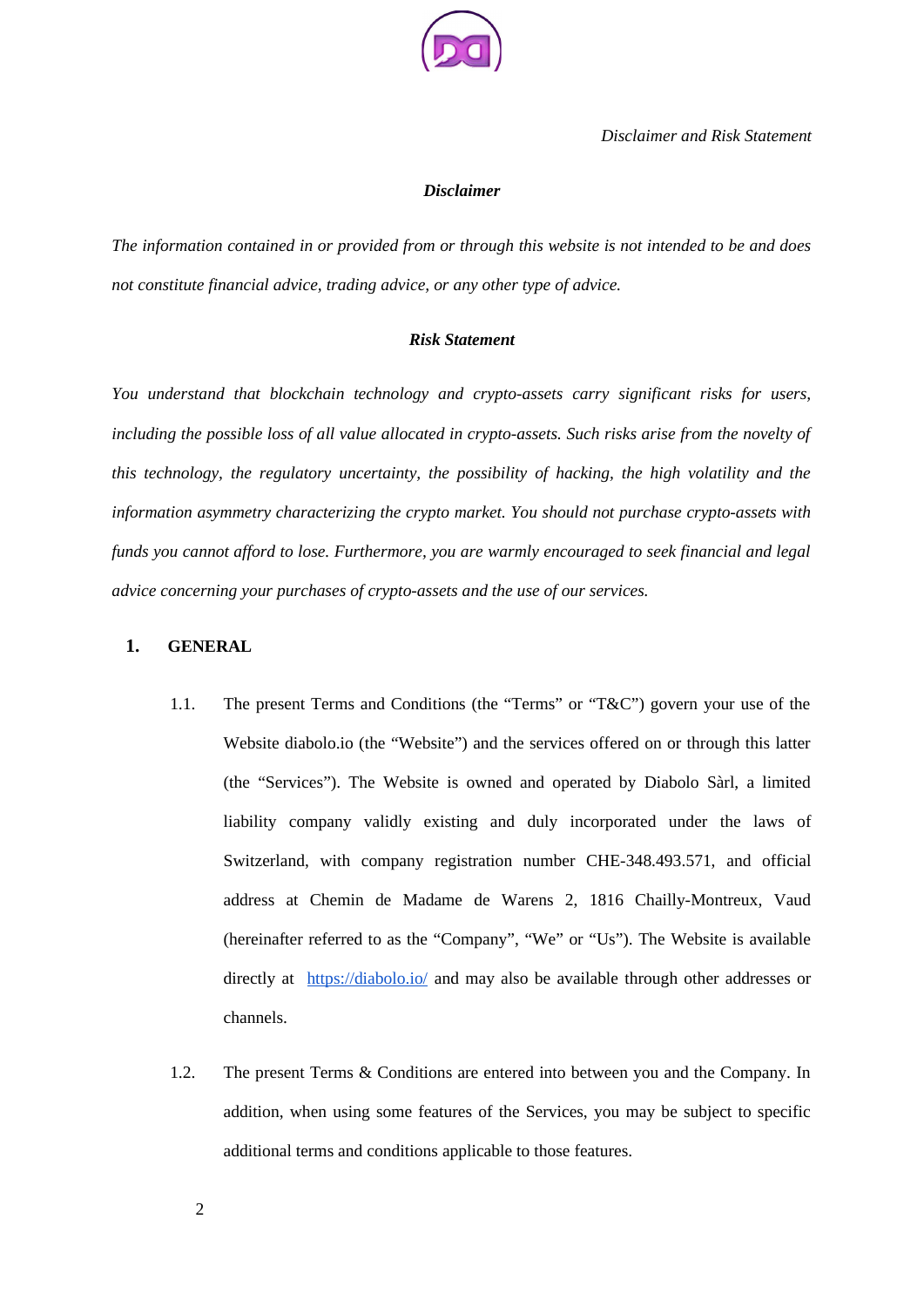*Disclaimer and Risk Statement*

***Disclaimer***

*The information contained in or provided from or through this website is not intended to be and does not constitute financial advice, trading advice, or any other type of advice.*

***Risk Statement***

*You understand that blockchain technology and crypto-assets carry significant risks for users, including the possible loss of all value allocated in crypto-assets. Such risks arise from the novelty of this technology, the regulatory uncertainty, the possibility of hacking, the high volatility and the information asymmetry characterizing the crypto market. You should not purchase crypto-assets with funds you cannot afford to lose. Furthermore, you are warmly encouraged to seek financial and legal advice concerning your purchases of crypto-assets and the use of our services.*

## 1. GENERAL

1.1. The present Terms and Conditions (the "Terms" or "T&C") govern your use of the Website diabolo.io (the "Website") and the services offered on or through this latter (the "Services"). The Website is owned and operated by Diabolo Sàrl, a limited liability company validly existing and duly incorporated under the laws of Switzerland, with company registration number CHE-348.493.571, and official address at Chemin de Madame de Warens 2, 1816 Chailly-Montreux, Vaud (hereinafter referred to as the "Company", "We" or "Us"). The Website is available directly at [https://diabolo.io/](https://diabolo.io/) and may also be available through other addresses or channels.

1.2. The present Terms & Conditions are entered into between you and the Company. In addition, when using some features of the Services, you may be subject to specific additional terms and conditions applicable to those features.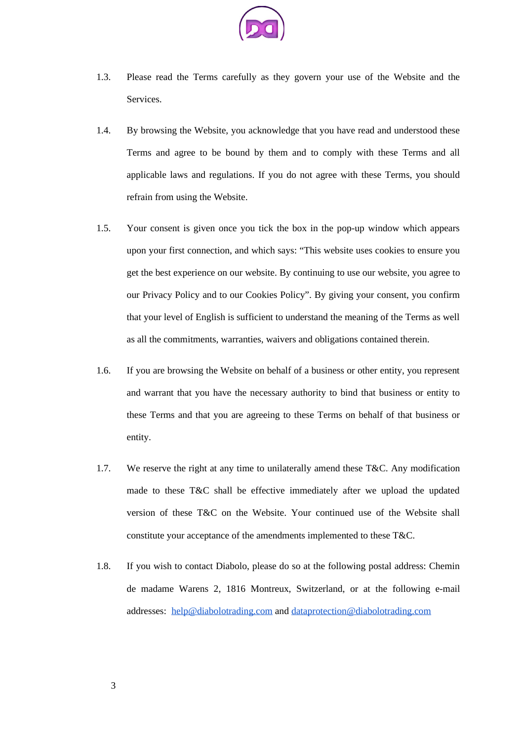1.3. Please read the Terms carefully as they govern your use of the Website and the Services.

1.4. By browsing the Website, you acknowledge that you have read and understood these Terms and agree to be bound by them and to comply with these Terms and all applicable laws and regulations. If you do not agree with these Terms, you should refrain from using the Website.

1.5. Your consent is given once you tick the box in the pop-up window which appears upon your first connection, and which says: "This website uses cookies to ensure you get the best experience on our website. By continuing to use our website, you agree to our Privacy Policy and to our Cookies Policy". By giving your consent, you confirm that your level of English is sufficient to understand the meaning of the Terms as well as all the commitments, warranties, waivers and obligations contained therein.

1.6. If you are browsing the Website on behalf of a business or other entity, you represent and warrant that you have the necessary authority to bind that business or entity to these Terms and that you are agreeing to these Terms on behalf of that business or entity.

1.7. We reserve the right at any time to unilaterally amend these T&C. Any modification made to these T&C shall be effective immediately after we upload the updated version of these T&C on the Website. Your continued use of the Website shall constitute your acceptance of the amendments implemented to these T&C.

1.8. If you wish to contact Diabolo, please do so at the following postal address: Chemin de madame Warens 2, 1816 Montreux, Switzerland, or at the following e-mail addresses: help@diabolotrading.com and dataprotection@diabolotrading.com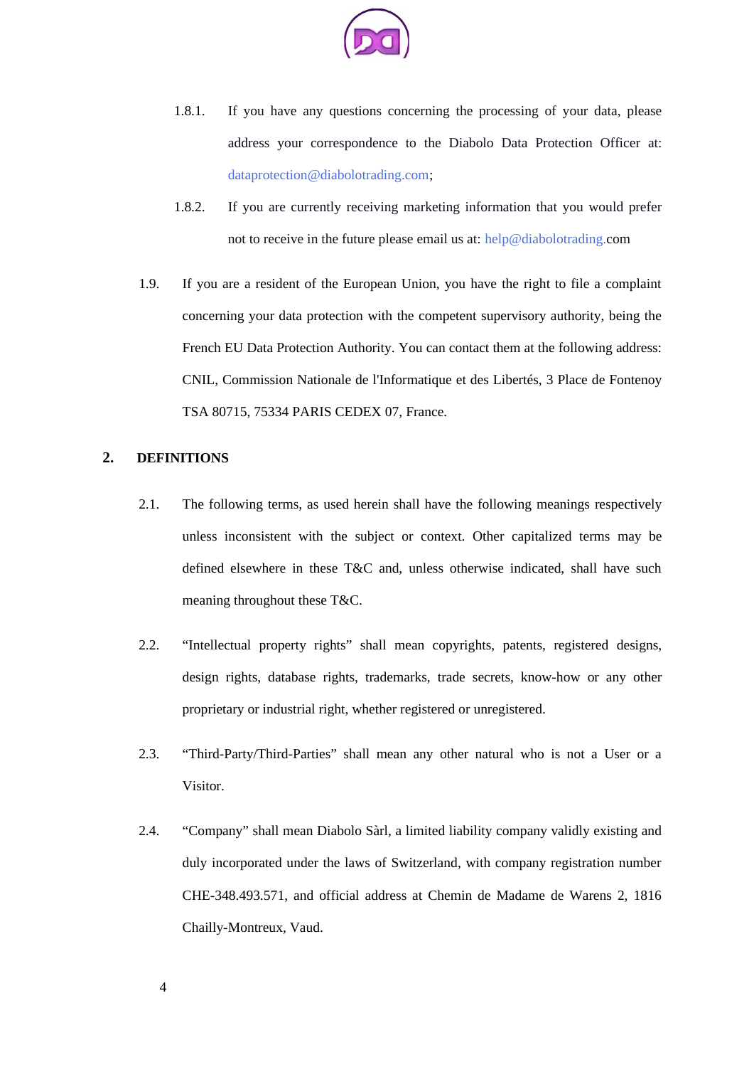1.8.1. If you have any questions concerning the processing of your data, please address your correspondence to the Diabolo Data Protection Officer at: dataprotection@diabolotrading.com;

1.8.2. If you are currently receiving marketing information that you would prefer not to receive in the future please email us at: help@diabolotrading.com

1.9. If you are a resident of the European Union, you have the right to file a complaint concerning your data protection with the competent supervisory authority, being the French EU Data Protection Authority. You can contact them at the following address: CNIL, Commission Nationale de l'Informatique et des Libertés, 3 Place de Fontenoy TSA 80715, 75334 PARIS CEDEX 07, France.

## 2. DEFINITIONS

2.1. The following terms, as used herein shall have the following meanings respectively unless inconsistent with the subject or context. Other capitalized terms may be defined elsewhere in these T&C and, unless otherwise indicated, shall have such meaning throughout these T&C.

2.2. "Intellectual property rights" shall mean copyrights, patents, registered designs, design rights, database rights, trademarks, trade secrets, know-how or any other proprietary or industrial right, whether registered or unregistered.

2.3. "Third-Party/Third-Parties" shall mean any other natural who is not a User or a Visitor.

2.4. "Company" shall mean Diabolo Sàrl, a limited liability company validly existing and duly incorporated under the laws of Switzerland, with company registration number CHE-348.493.571, and official address at Chemin de Madame de Warens 2, 1816 Chailly-Montreux, Vaud.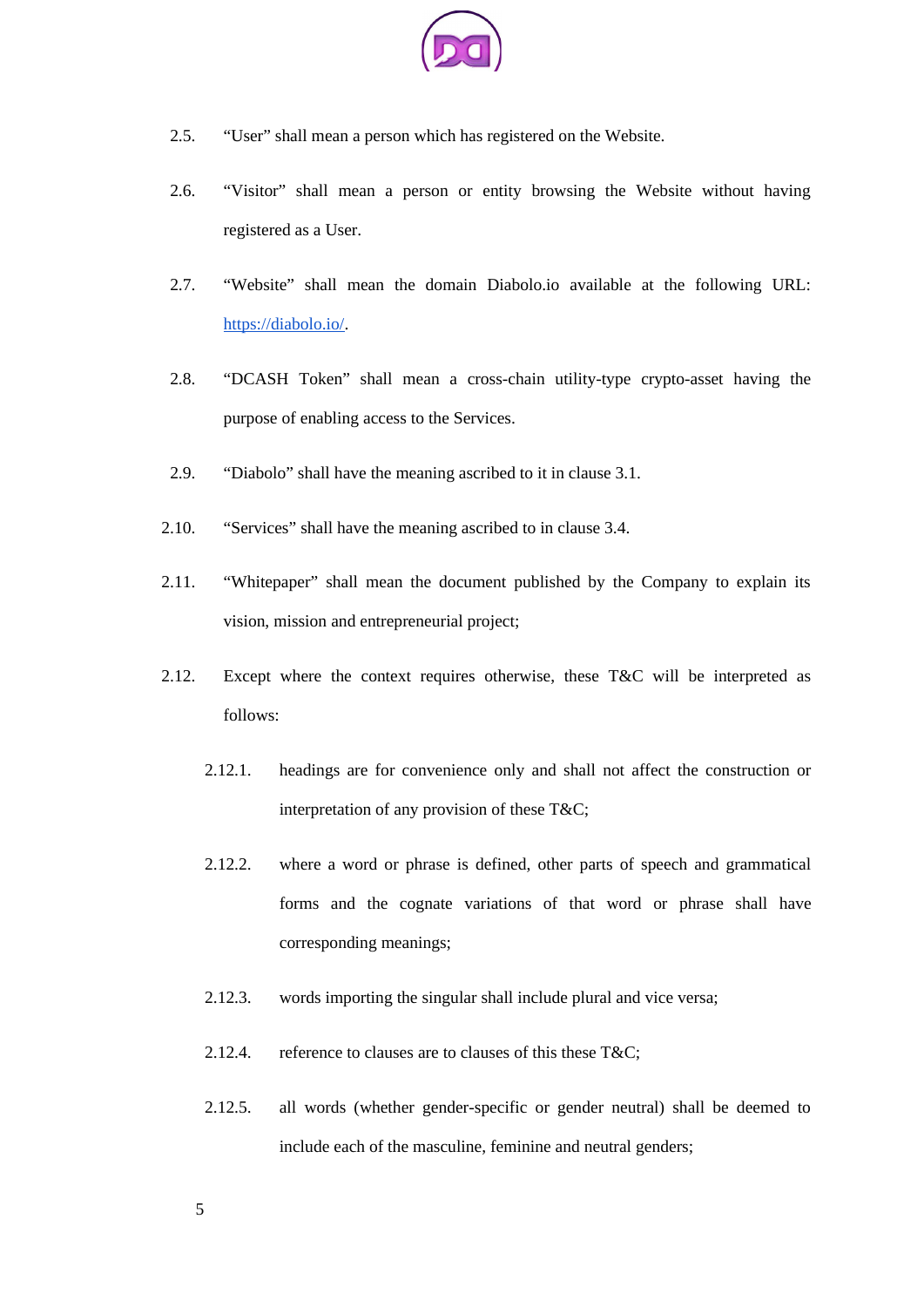2.5. “User” shall mean a person which has registered on the Website.

2.6. “Visitor” shall mean a person or entity browsing the Website without having registered as a User.

2.7. “Website” shall mean the domain Diabolo.io available at the following URL: https://diabolo.io/.

2.8. “DCASH Token” shall mean a cross-chain utility-type crypto-asset having the purpose of enabling access to the Services.

2.9. “Diabolo” shall have the meaning ascribed to it in clause 3.1.

2.10. “Services” shall have the meaning ascribed to in clause 3.4.

2.11. “Whitepaper” shall mean the document published by the Company to explain its vision, mission and entrepreneurial project;

2.12. Except where the context requires otherwise, these T&C will be interpreted as follows:

- 2.12.1. headings are for convenience only and shall not affect the construction or interpretation of any provision of these T&C;
- 2.12.2. where a word or phrase is defined, other parts of speech and grammatical forms and the cognate variations of that word or phrase shall have corresponding meanings;
- 2.12.3. words importing the singular shall include plural and vice versa;
- 2.12.4. reference to clauses are to clauses of this these T&C;
- 2.12.5. all words (whether gender-specific or gender neutral) shall be deemed to include each of the masculine, feminine and neutral genders;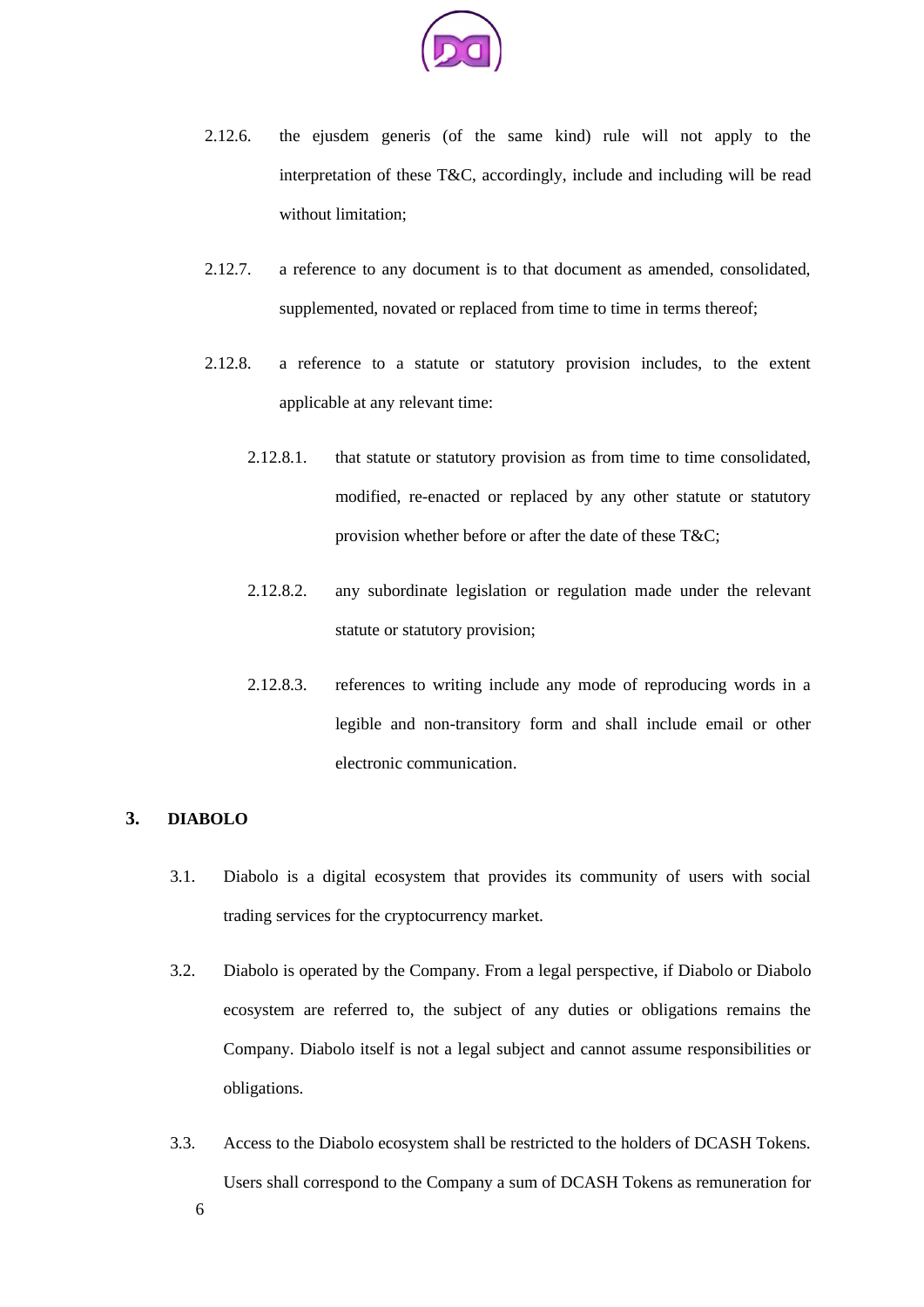2.12.6. the ejusdem generis (of the same kind) rule will not apply to the interpretation of these T&C, accordingly, include and including will be read without limitation;

2.12.7. a reference to any document is to that document as amended, consolidated, supplemented, novated or replaced from time to time in terms thereof;

2.12.8. a reference to a statute or statutory provision includes, to the extent applicable at any relevant time:

2.12.8.1. that statute or statutory provision as from time to time consolidated, modified, re-enacted or replaced by any other statute or statutory provision whether before or after the date of these T&C;

2.12.8.2. any subordinate legislation or regulation made under the relevant statute or statutory provision;

2.12.8.3. references to writing include any mode of reproducing words in a legible and non-transitory form and shall include email or other electronic communication.

## 3. DIABOLO

3.1. Diabolo is a digital ecosystem that provides its community of users with social trading services for the cryptocurrency market.

3.2. Diabolo is operated by the Company. From a legal perspective, if Diabolo or Diabolo ecosystem are referred to, the subject of any duties or obligations remains the Company. Diabolo itself is not a legal subject and cannot assume responsibilities or obligations.

3.3. Access to the Diabolo ecosystem shall be restricted to the holders of DCASH Tokens. Users shall correspond to the Company a sum of DCASH Tokens as remuneration for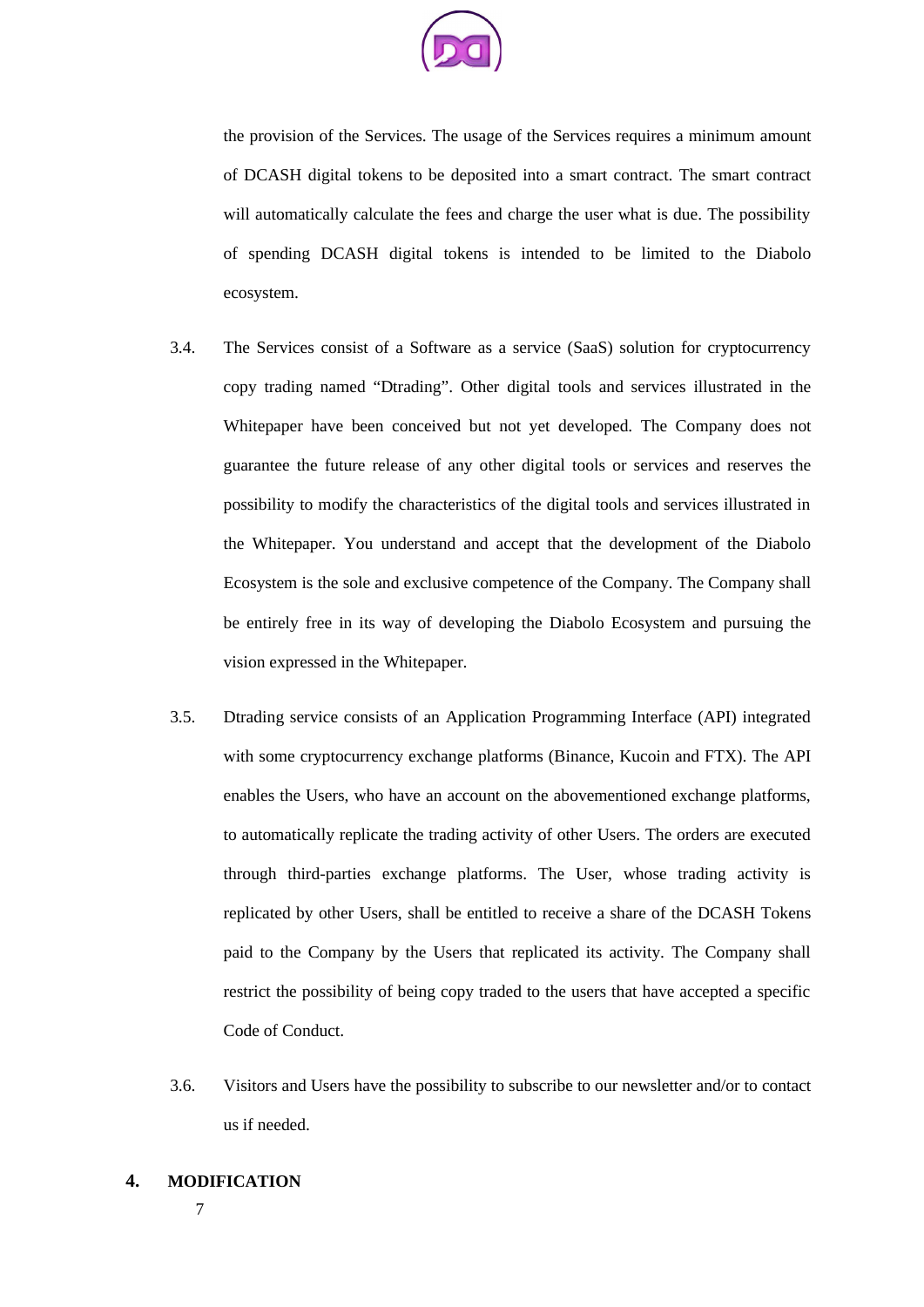the provision of the Services. The usage of the Services requires a minimum amount of DCASH digital tokens to be deposited into a smart contract. The smart contract will automatically calculate the fees and charge the user what is due. The possibility of spending DCASH digital tokens is intended to be limited to the Diabolo ecosystem.

3.4. The Services consist of a Software as a service (SaaS) solution for cryptocurrency copy trading named “Dtrading”. Other digital tools and services illustrated in the Whitepaper have been conceived but not yet developed. The Company does not guarantee the future release of any other digital tools or services and reserves the possibility to modify the characteristics of the digital tools and services illustrated in the Whitepaper. You understand and accept that the development of the Diabolo Ecosystem is the sole and exclusive competence of the Company. The Company shall be entirely free in its way of developing the Diabolo Ecosystem and pursuing the vision expressed in the Whitepaper.

3.5. Dtrading service consists of an Application Programming Interface (API) integrated with some cryptocurrency exchange platforms (Binance, Kucoin and FTX). The API enables the Users, who have an account on the abovementioned exchange platforms, to automatically replicate the trading activity of other Users. The orders are executed through third-parties exchange platforms. The User, whose trading activity is replicated by other Users, shall be entitled to receive a share of the DCASH Tokens paid to the Company by the Users that replicated its activity. The Company shall restrict the possibility of being copy traded to the users that have accepted a specific Code of Conduct.

3.6. Visitors and Users have the possibility to subscribe to our newsletter and/or to contact us if needed.

## 4. MODIFICATION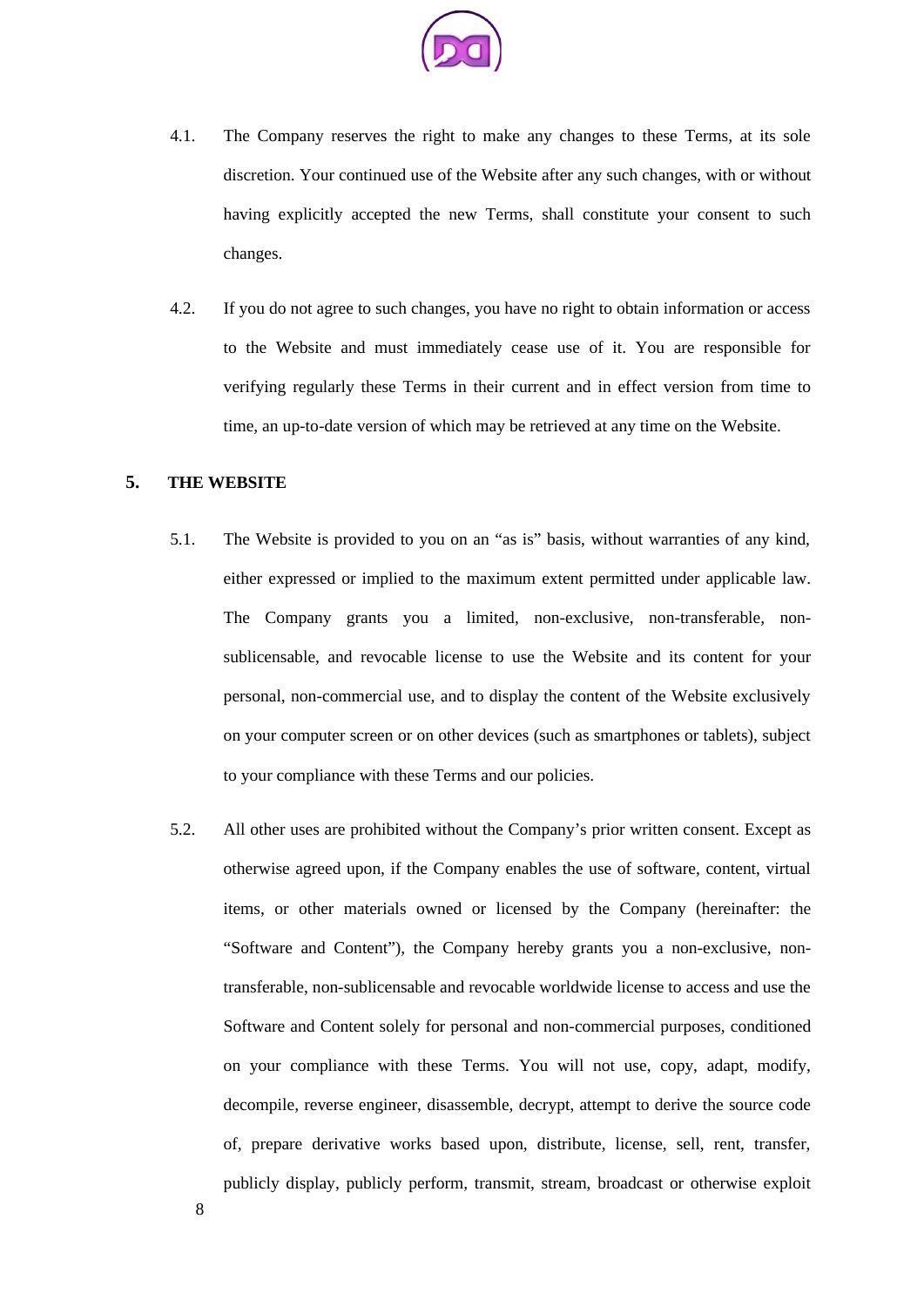4.1. The Company reserves the right to make any changes to these Terms, at its sole discretion. Your continued use of the Website after any such changes, with or without having explicitly accepted the new Terms, shall constitute your consent to such changes.

4.2. If you do not agree to such changes, you have no right to obtain information or access to the Website and must immediately cease use of it. You are responsible for verifying regularly these Terms in their current and in effect version from time to time, an up-to-date version of which may be retrieved at any time on the Website.

## 5. THE WEBSITE

5.1. The Website is provided to you on an "as is" basis, without warranties of any kind, either expressed or implied to the maximum extent permitted under applicable law. The Company grants you a limited, non-exclusive, non-transferable, non-sublicensable, and revocable license to use the Website and its content for your personal, non-commercial use, and to display the content of the Website exclusively on your computer screen or on other devices (such as smartphones or tablets), subject to your compliance with these Terms and our policies.

5.2. All other uses are prohibited without the Company's prior written consent. Except as otherwise agreed upon, if the Company enables the use of software, content, virtual items, or other materials owned or licensed by the Company (hereinafter: the "Software and Content"), the Company hereby grants you a non-exclusive, non-transferable, non-sublicensable and revocable worldwide license to access and use the Software and Content solely for personal and non-commercial purposes, conditioned on your compliance with these Terms. You will not use, copy, adapt, modify, decompile, reverse engineer, disassemble, decrypt, attempt to derive the source code of, prepare derivative works based upon, distribute, license, sell, rent, transfer, publicly display, publicly perform, transmit, stream, broadcast or otherwise exploit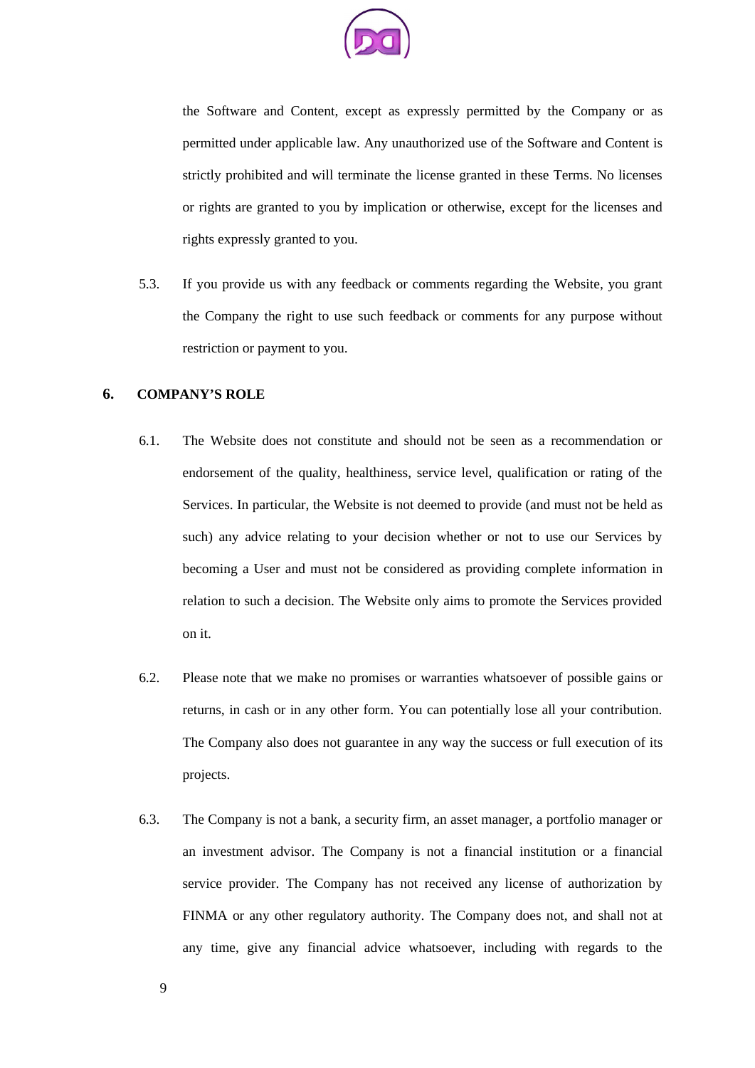the Software and Content, except as expressly permitted by the Company or as permitted under applicable law. Any unauthorized use of the Software and Content is strictly prohibited and will terminate the license granted in these Terms. No licenses or rights are granted to you by implication or otherwise, except for the licenses and rights expressly granted to you.

5.3. If you provide us with any feedback or comments regarding the Website, you grant the Company the right to use such feedback or comments for any purpose without restriction or payment to you.

## 6. COMPANY'S ROLE

6.1. The Website does not constitute and should not be seen as a recommendation or endorsement of the quality, healthiness, service level, qualification or rating of the Services. In particular, the Website is not deemed to provide (and must not be held as such) any advice relating to your decision whether or not to use our Services by becoming a User and must not be considered as providing complete information in relation to such a decision. The Website only aims to promote the Services provided on it.

6.2. Please note that we make no promises or warranties whatsoever of possible gains or returns, in cash or in any other form. You can potentially lose all your contribution. The Company also does not guarantee in any way the success or full execution of its projects.

6.3. The Company is not a bank, a security firm, an asset manager, a portfolio manager or an investment advisor. The Company is not a financial institution or a financial service provider. The Company has not received any license of authorization by FINMA or any other regulatory authority. The Company does not, and shall not at any time, give any financial advice whatsoever, including with regards to the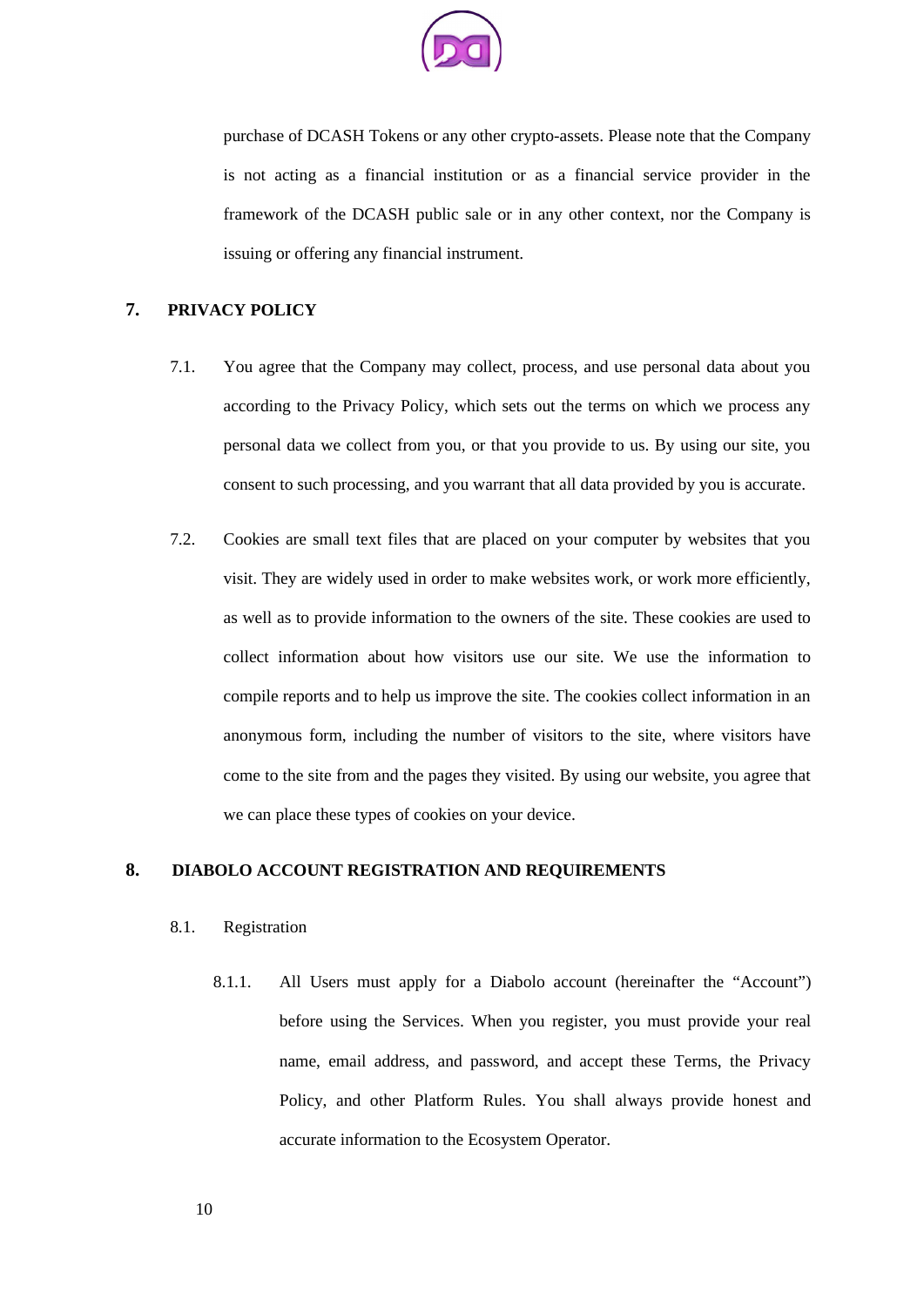purchase of DCASH Tokens or any other crypto-assets. Please note that the Company is not acting as a financial institution or as a financial service provider in the framework of the DCASH public sale or in any other context, nor the Company is issuing or offering any financial instrument.

## 7. PRIVACY POLICY

7.1. You agree that the Company may collect, process, and use personal data about you according to the Privacy Policy, which sets out the terms on which we process any personal data we collect from you, or that you provide to us. By using our site, you consent to such processing, and you warrant that all data provided by you is accurate.

7.2. Cookies are small text files that are placed on your computer by websites that you visit. They are widely used in order to make websites work, or work more efficiently, as well as to provide information to the owners of the site. These cookies are used to collect information about how visitors use our site. We use the information to compile reports and to help us improve the site. The cookies collect information in an anonymous form, including the number of visitors to the site, where visitors have come to the site from and the pages they visited. By using our website, you agree that we can place these types of cookies on your device.

## 8. DIABOLO ACCOUNT REGISTRATION AND REQUIREMENTS

8.1. Registration

8.1.1. All Users must apply for a Diabolo account (hereinafter the “Account”) before using the Services. When you register, you must provide your real name, email address, and password, and accept these Terms, the Privacy Policy, and other Platform Rules. You shall always provide honest and accurate information to the Ecosystem Operator.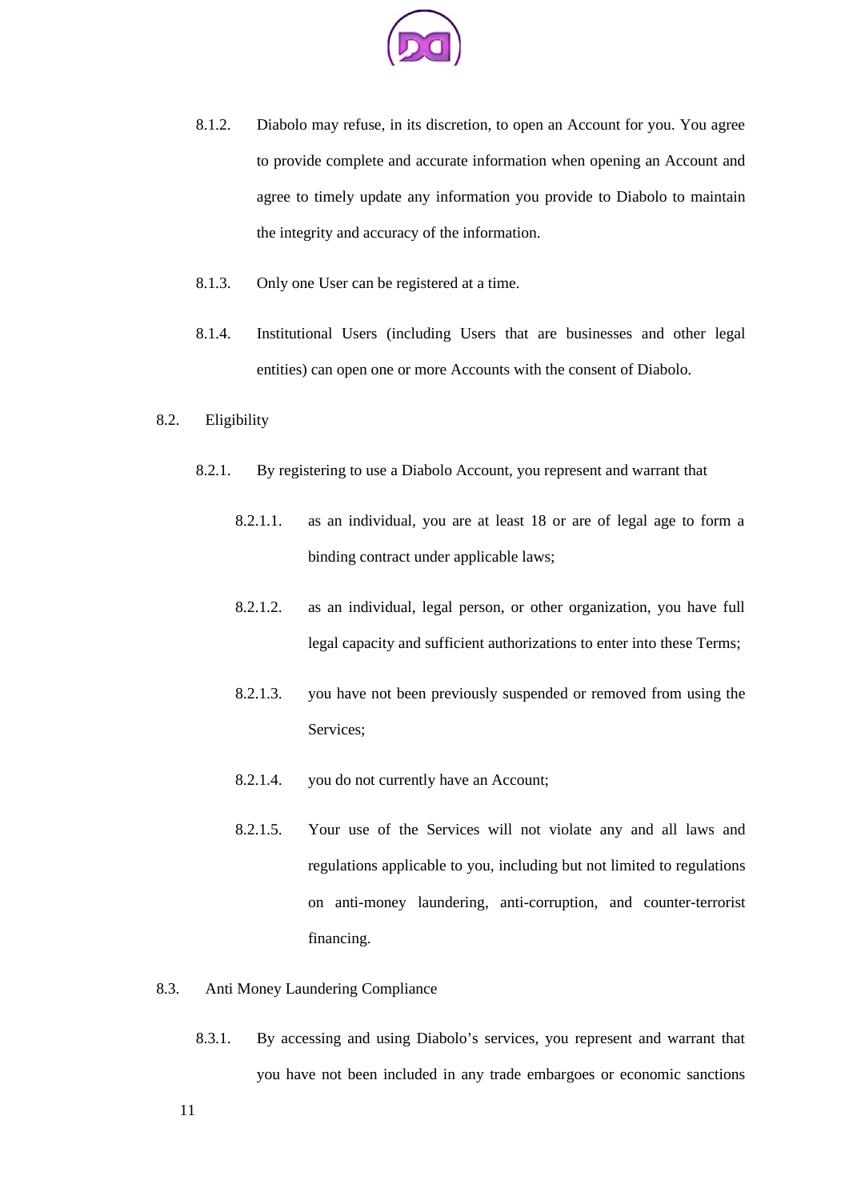8.1.2. Diabolo may refuse, in its discretion, to open an Account for you. You agree to provide complete and accurate information when opening an Account and agree to timely update any information you provide to Diabolo to maintain the integrity and accuracy of the information.

8.1.3. Only one User can be registered at a time.

8.1.4. Institutional Users (including Users that are businesses and other legal entities) can open one or more Accounts with the consent of Diabolo.

8.2. Eligibility

8.2.1. By registering to use a Diabolo Account, you represent and warrant that

8.2.1.1. as an individual, you are at least 18 or are of legal age to form a binding contract under applicable laws;

8.2.1.2. as an individual, legal person, or other organization, you have full legal capacity and sufficient authorizations to enter into these Terms;

8.2.1.3. you have not been previously suspended or removed from using the Services;

8.2.1.4. you do not currently have an Account;

8.2.1.5. Your use of the Services will not violate any and all laws and regulations applicable to you, including but not limited to regulations on anti-money laundering, anti-corruption, and counter-terrorist financing.

8.3. Anti Money Laundering Compliance

8.3.1. By accessing and using Diabolo's services, you represent and warrant that you have not been included in any trade embargoes or economic sanctions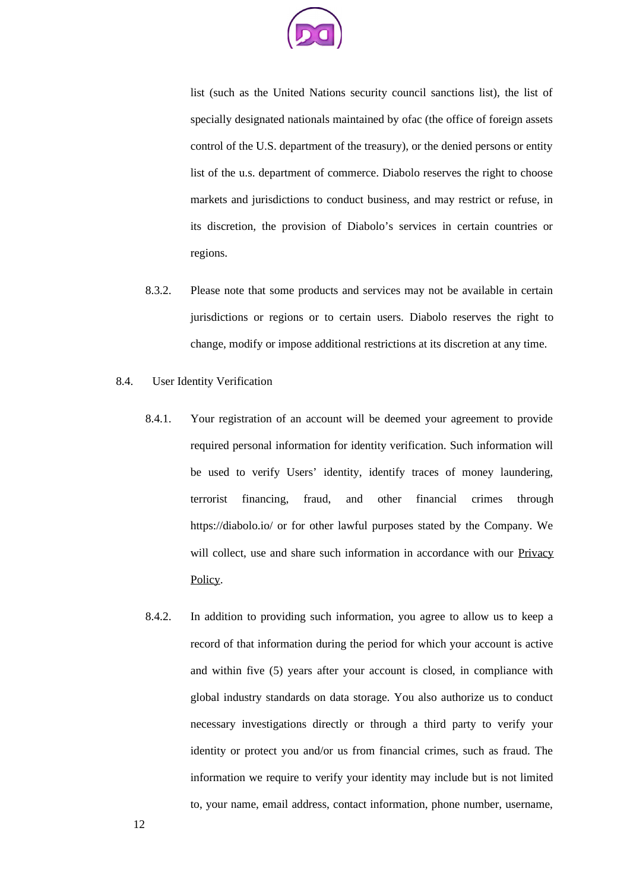list (such as the United Nations security council sanctions list), the list of specially designated nationals maintained by ofac (the office of foreign assets control of the U.S. department of the treasury), or the denied persons or entity list of the u.s. department of commerce. Diabolo reserves the right to choose markets and jurisdictions to conduct business, and may restrict or refuse, in its discretion, the provision of Diabolo's services in certain countries or regions.

8.3.2. Please note that some products and services may not be available in certain jurisdictions or regions or to certain users. Diabolo reserves the right to change, modify or impose additional restrictions at its discretion at any time.

8.4. User Identity Verification

8.4.1. Your registration of an account will be deemed your agreement to provide required personal information for identity verification. Such information will be used to verify Users' identity, identify traces of money laundering, terrorist financing, fraud, and other financial crimes through https://diabolo.io/ or for other lawful purposes stated by the Company. We will collect, use and share such information in accordance with our Privacy Policy.

8.4.2. In addition to providing such information, you agree to allow us to keep a record of that information during the period for which your account is active and within five (5) years after your account is closed, in compliance with global industry standards on data storage. You also authorize us to conduct necessary investigations directly or through a third party to verify your identity or protect you and/or us from financial crimes, such as fraud. The information we require to verify your identity may include but is not limited to, your name, email address, contact information, phone number, username,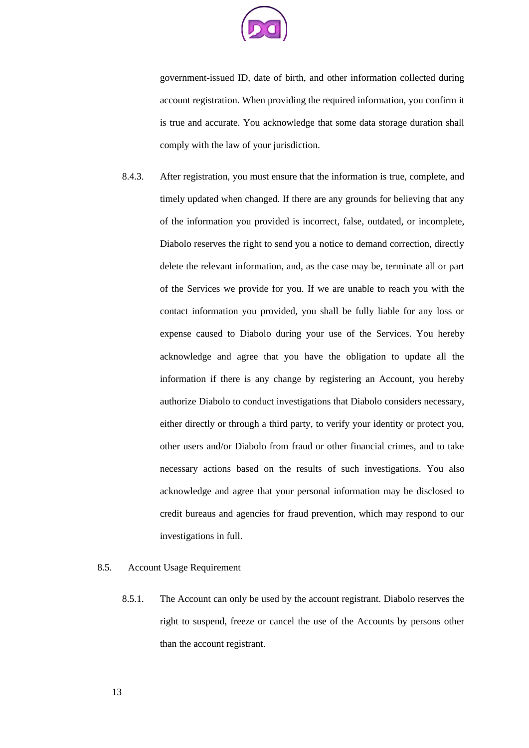government-issued ID, date of birth, and other information collected during account registration. When providing the required information, you confirm it is true and accurate. You acknowledge that some data storage duration shall comply with the law of your jurisdiction.

8.4.3. After registration, you must ensure that the information is true, complete, and timely updated when changed. If there are any grounds for believing that any of the information you provided is incorrect, false, outdated, or incomplete, Diabolo reserves the right to send you a notice to demand correction, directly delete the relevant information, and, as the case may be, terminate all or part of the Services we provide for you. If we are unable to reach you with the contact information you provided, you shall be fully liable for any loss or expense caused to Diabolo during your use of the Services. You hereby acknowledge and agree that you have the obligation to update all the information if there is any change by registering an Account, you hereby authorize Diabolo to conduct investigations that Diabolo considers necessary, either directly or through a third party, to verify your identity or protect you, other users and/or Diabolo from fraud or other financial crimes, and to take necessary actions based on the results of such investigations. You also acknowledge and agree that your personal information may be disclosed to credit bureaus and agencies for fraud prevention, which may respond to our investigations in full.

8.5. Account Usage Requirement

8.5.1. The Account can only be used by the account registrant. Diabolo reserves the right to suspend, freeze or cancel the use of the Accounts by persons other than the account registrant.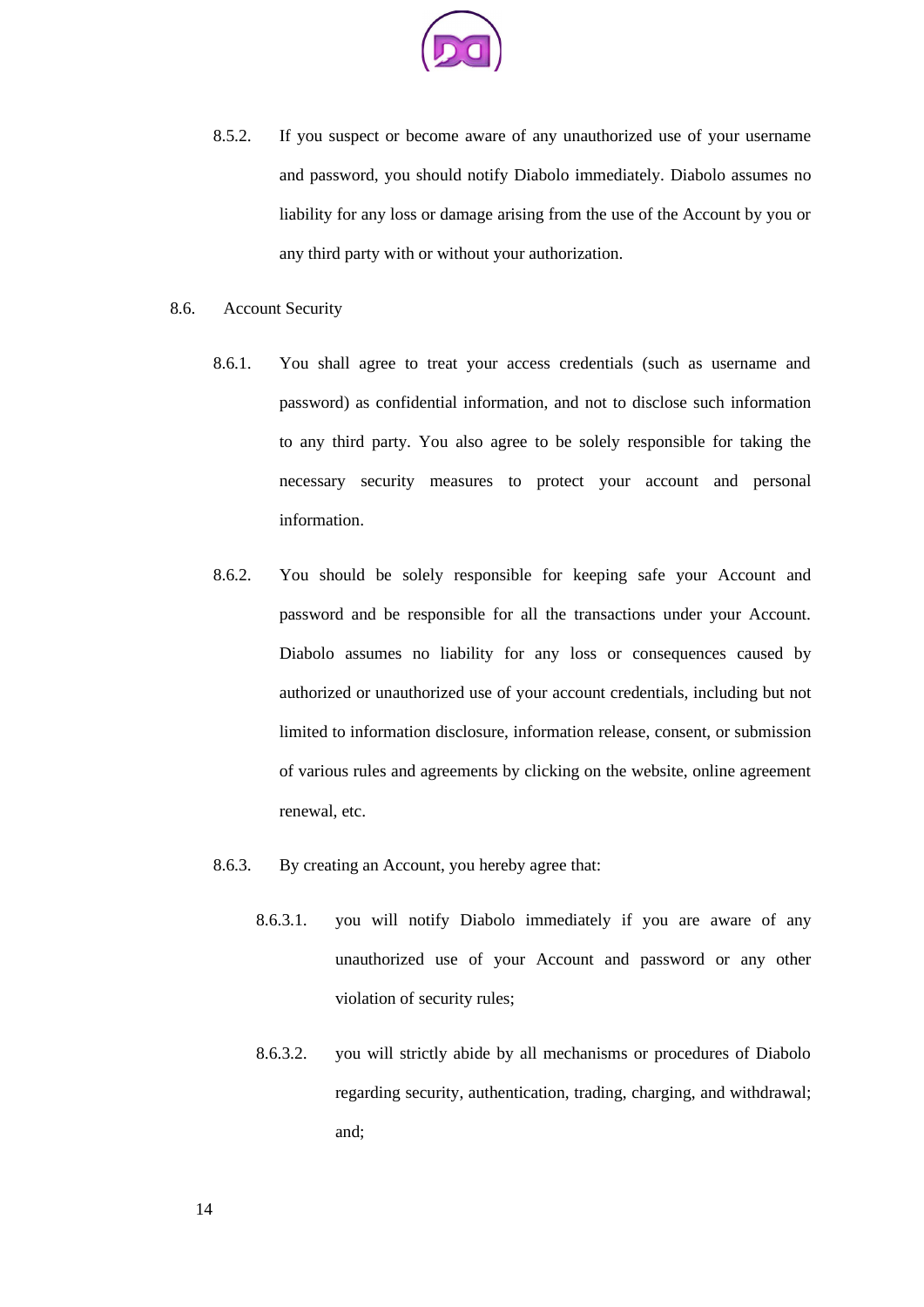8.5.2. If you suspect or become aware of any unauthorized use of your username and password, you should notify Diabolo immediately. Diabolo assumes no liability for any loss or damage arising from the use of the Account by you or any third party with or without your authorization.

8.6. Account Security

8.6.1. You shall agree to treat your access credentials (such as username and password) as confidential information, and not to disclose such information to any third party. You also agree to be solely responsible for taking the necessary security measures to protect your account and personal information.

8.6.2. You should be solely responsible for keeping safe your Account and password and be responsible for all the transactions under your Account. Diabolo assumes no liability for any loss or consequences caused by authorized or unauthorized use of your account credentials, including but not limited to information disclosure, information release, consent, or submission of various rules and agreements by clicking on the website, online agreement renewal, etc.

8.6.3. By creating an Account, you hereby agree that:

8.6.3.1. you will notify Diabolo immediately if you are aware of any unauthorized use of your Account and password or any other violation of security rules;

8.6.3.2. you will strictly abide by all mechanisms or procedures of Diabolo regarding security, authentication, trading, charging, and withdrawal; and;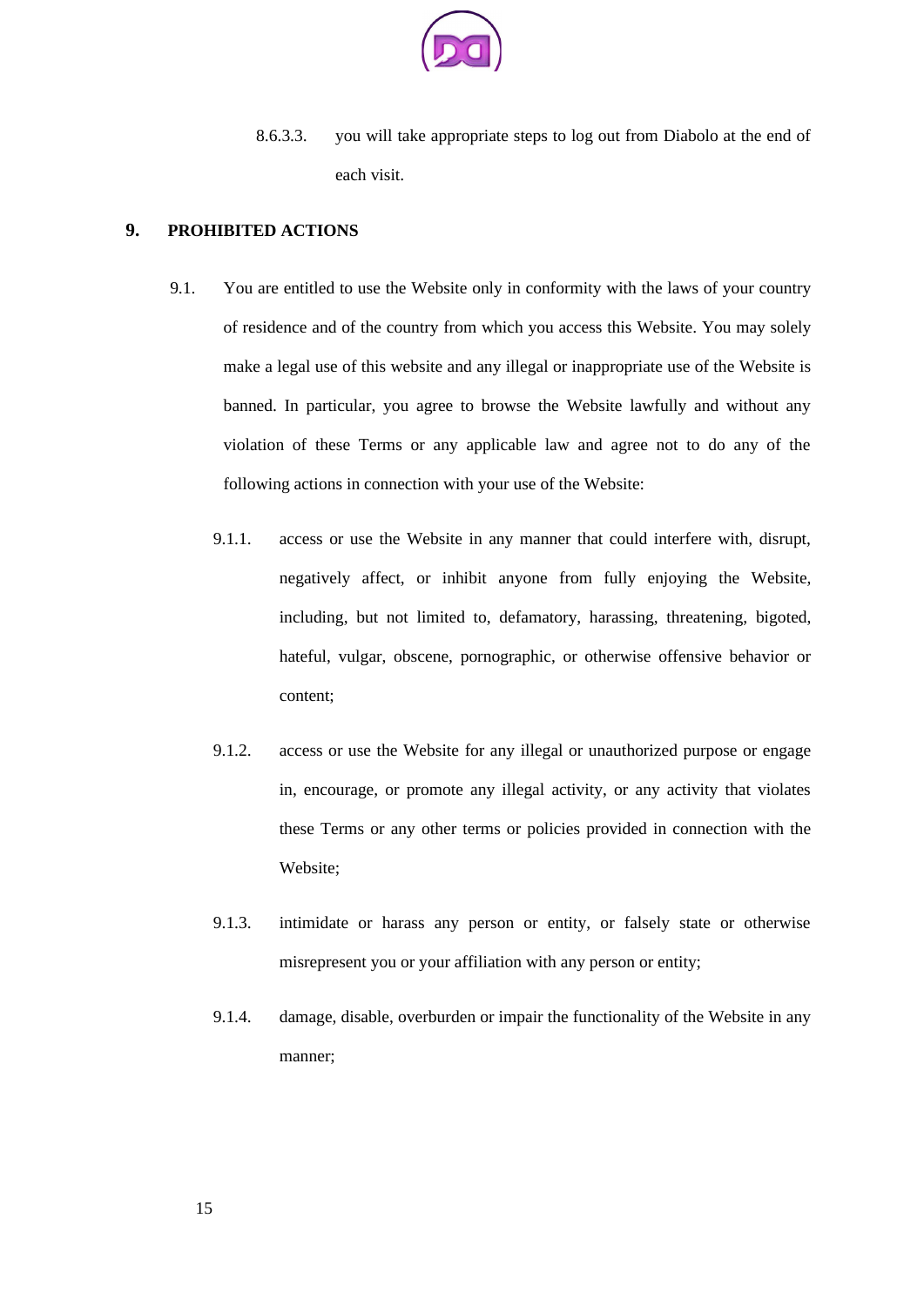8.6.3.3. you will take appropriate steps to log out from Diabolo at the end of each visit.

## 9. PROHIBITED ACTIONS

9.1. You are entitled to use the Website only in conformity with the laws of your country of residence and of the country from which you access this Website. You may solely make a legal use of this website and any illegal or inappropriate use of the Website is banned. In particular, you agree to browse the Website lawfully and without any violation of these Terms or any applicable law and agree not to do any of the following actions in connection with your use of the Website:

9.1.1. access or use the Website in any manner that could interfere with, disrupt, negatively affect, or inhibit anyone from fully enjoying the Website, including, but not limited to, defamatory, harassing, threatening, bigoted, hateful, vulgar, obscene, pornographic, or otherwise offensive behavior or content;

9.1.2. access or use the Website for any illegal or unauthorized purpose or engage in, encourage, or promote any illegal activity, or any activity that violates these Terms or any other terms or policies provided in connection with the Website;

9.1.3. intimidate or harass any person or entity, or falsely state or otherwise misrepresent you or your affiliation with any person or entity;

9.1.4. damage, disable, overburden or impair the functionality of the Website in any manner;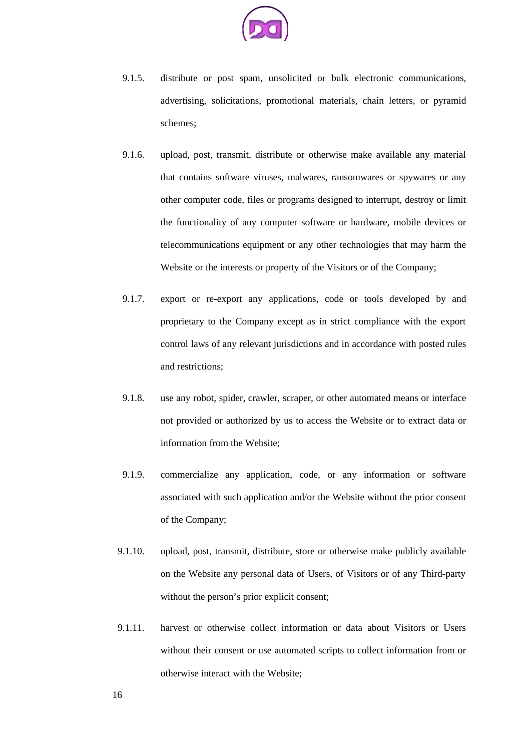9.1.5. distribute or post spam, unsolicited or bulk electronic communications, advertising, solicitations, promotional materials, chain letters, or pyramid schemes;

9.1.6. upload, post, transmit, distribute or otherwise make available any material that contains software viruses, malwares, ransomwares or spywares or any other computer code, files or programs designed to interrupt, destroy or limit the functionality of any computer software or hardware, mobile devices or telecommunications equipment or any other technologies that may harm the Website or the interests or property of the Visitors or of the Company;

9.1.7. export or re-export any applications, code or tools developed by and proprietary to the Company except as in strict compliance with the export control laws of any relevant jurisdictions and in accordance with posted rules and restrictions;

9.1.8. use any robot, spider, crawler, scraper, or other automated means or interface not provided or authorized by us to access the Website or to extract data or information from the Website;

9.1.9. commercialize any application, code, or any information or software associated with such application and/or the Website without the prior consent of the Company;

9.1.10. upload, post, transmit, distribute, store or otherwise make publicly available on the Website any personal data of Users, of Visitors or of any Third-party without the person's prior explicit consent;

9.1.11. harvest or otherwise collect information or data about Visitors or Users without their consent or use automated scripts to collect information from or otherwise interact with the Website;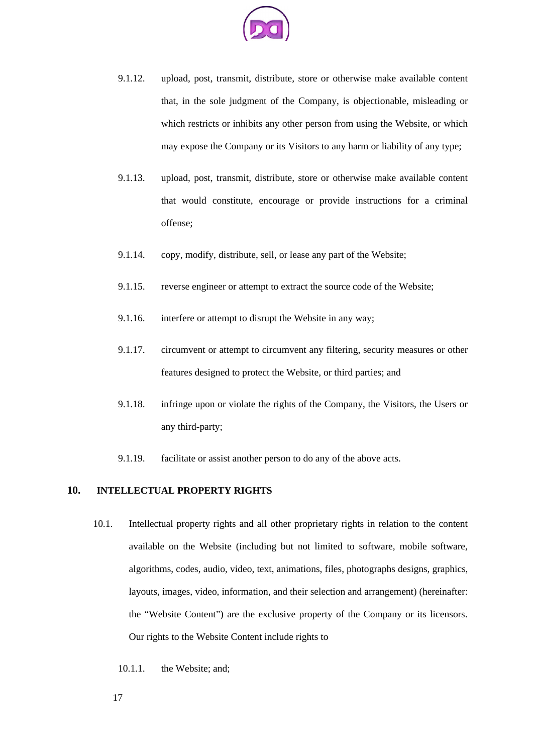9.1.12. upload, post, transmit, distribute, store or otherwise make available content that, in the sole judgment of the Company, is objectionable, misleading or which restricts or inhibits any other person from using the Website, or which may expose the Company or its Visitors to any harm or liability of any type;

9.1.13. upload, post, transmit, distribute, store or otherwise make available content that would constitute, encourage or provide instructions for a criminal offense;

9.1.14. copy, modify, distribute, sell, or lease any part of the Website;

9.1.15. reverse engineer or attempt to extract the source code of the Website;

9.1.16. interfere or attempt to disrupt the Website in any way;

9.1.17. circumvent or attempt to circumvent any filtering, security measures or other features designed to protect the Website, or third parties; and

9.1.18. infringe upon or violate the rights of the Company, the Visitors, the Users or any third-party;

9.1.19. facilitate or assist another person to do any of the above acts.

## 10. INTELLECTUAL PROPERTY RIGHTS

10.1. Intellectual property rights and all other proprietary rights in relation to the content available on the Website (including but not limited to software, mobile software, algorithms, codes, audio, video, text, animations, files, photographs designs, graphics, layouts, images, video, information, and their selection and arrangement) (hereinafter: the "Website Content") are the exclusive property of the Company or its licensors. Our rights to the Website Content include rights to

10.1.1. the Website; and;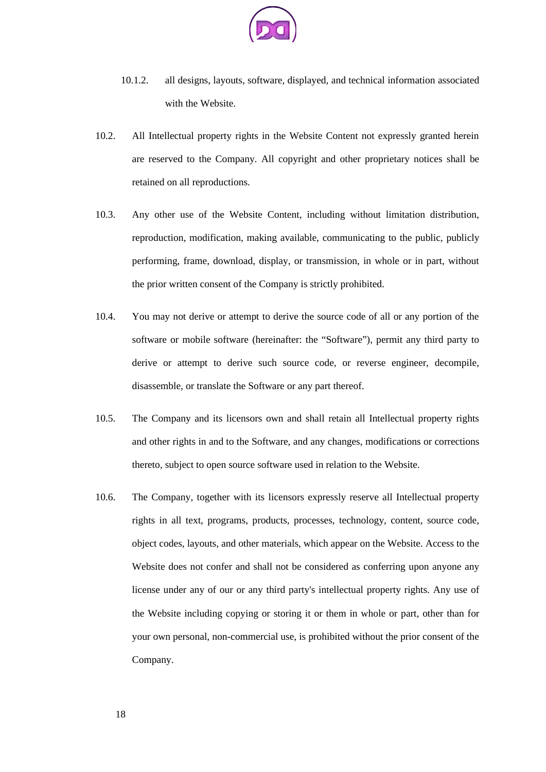10.1.2. all designs, layouts, software, displayed, and technical information associated with the Website.

10.2. All Intellectual property rights in the Website Content not expressly granted herein are reserved to the Company. All copyright and other proprietary notices shall be retained on all reproductions.

10.3. Any other use of the Website Content, including without limitation distribution, reproduction, modification, making available, communicating to the public, publicly performing, frame, download, display, or transmission, in whole or in part, without the prior written consent of the Company is strictly prohibited.

10.4. You may not derive or attempt to derive the source code of all or any portion of the software or mobile software (hereinafter: the “Software”), permit any third party to derive or attempt to derive such source code, or reverse engineer, decompile, disassemble, or translate the Software or any part thereof.

10.5. The Company and its licensors own and shall retain all Intellectual property rights and other rights in and to the Software, and any changes, modifications or corrections thereto, subject to open source software used in relation to the Website.

10.6. The Company, together with its licensors expressly reserve all Intellectual property rights in all text, programs, products, processes, technology, content, source code, object codes, layouts, and other materials, which appear on the Website. Access to the Website does not confer and shall not be considered as conferring upon anyone any license under any of our or any third party's intellectual property rights. Any use of the Website including copying or storing it or them in whole or part, other than for your own personal, non-commercial use, is prohibited without the prior consent of the Company.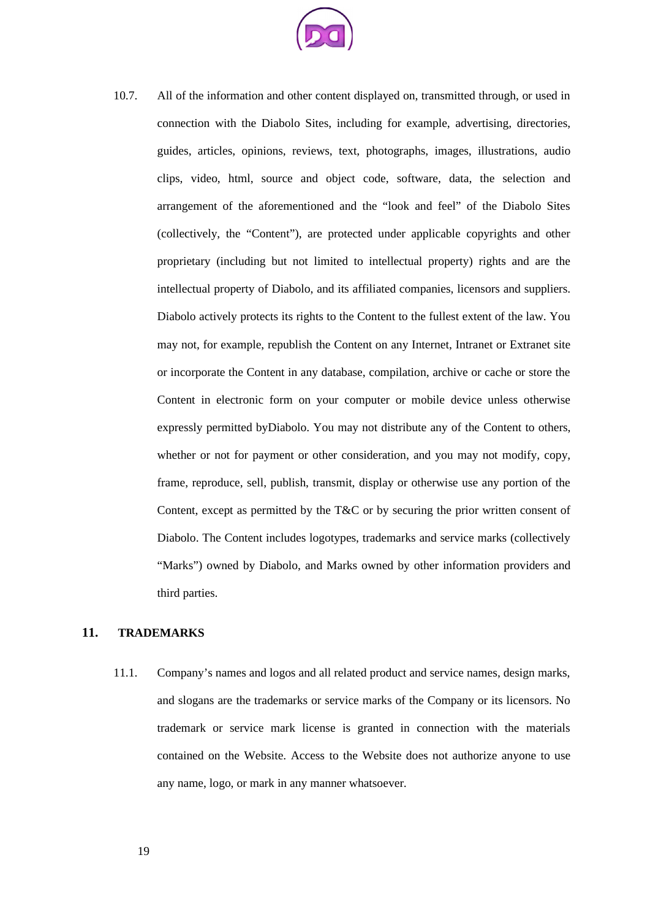10.7. All of the information and other content displayed on, transmitted through, or used in connection with the Diabolo Sites, including for example, advertising, directories, guides, articles, opinions, reviews, text, photographs, images, illustrations, audio clips, video, html, source and object code, software, data, the selection and arrangement of the aforementioned and the "look and feel" of the Diabolo Sites (collectively, the "Content"), are protected under applicable copyrights and other proprietary (including but not limited to intellectual property) rights and are the intellectual property of Diabolo, and its affiliated companies, licensors and suppliers. Diabolo actively protects its rights to the Content to the fullest extent of the law. You may not, for example, republish the Content on any Internet, Intranet or Extranet site or incorporate the Content in any database, compilation, archive or cache or store the Content in electronic form on your computer or mobile device unless otherwise expressly permitted byDiabolo. You may not distribute any of the Content to others, whether or not for payment or other consideration, and you may not modify, copy, frame, reproduce, sell, publish, transmit, display or otherwise use any portion of the Content, except as permitted by the T&C or by securing the prior written consent of Diabolo. The Content includes logotypes, trademarks and service marks (collectively "Marks") owned by Diabolo, and Marks owned by other information providers and third parties.

## 11. TRADEMARKS

11.1. Company's names and logos and all related product and service names, design marks, and slogans are the trademarks or service marks of the Company or its licensors. No trademark or service mark license is granted in connection with the materials contained on the Website. Access to the Website does not authorize anyone to use any name, logo, or mark in any manner whatsoever.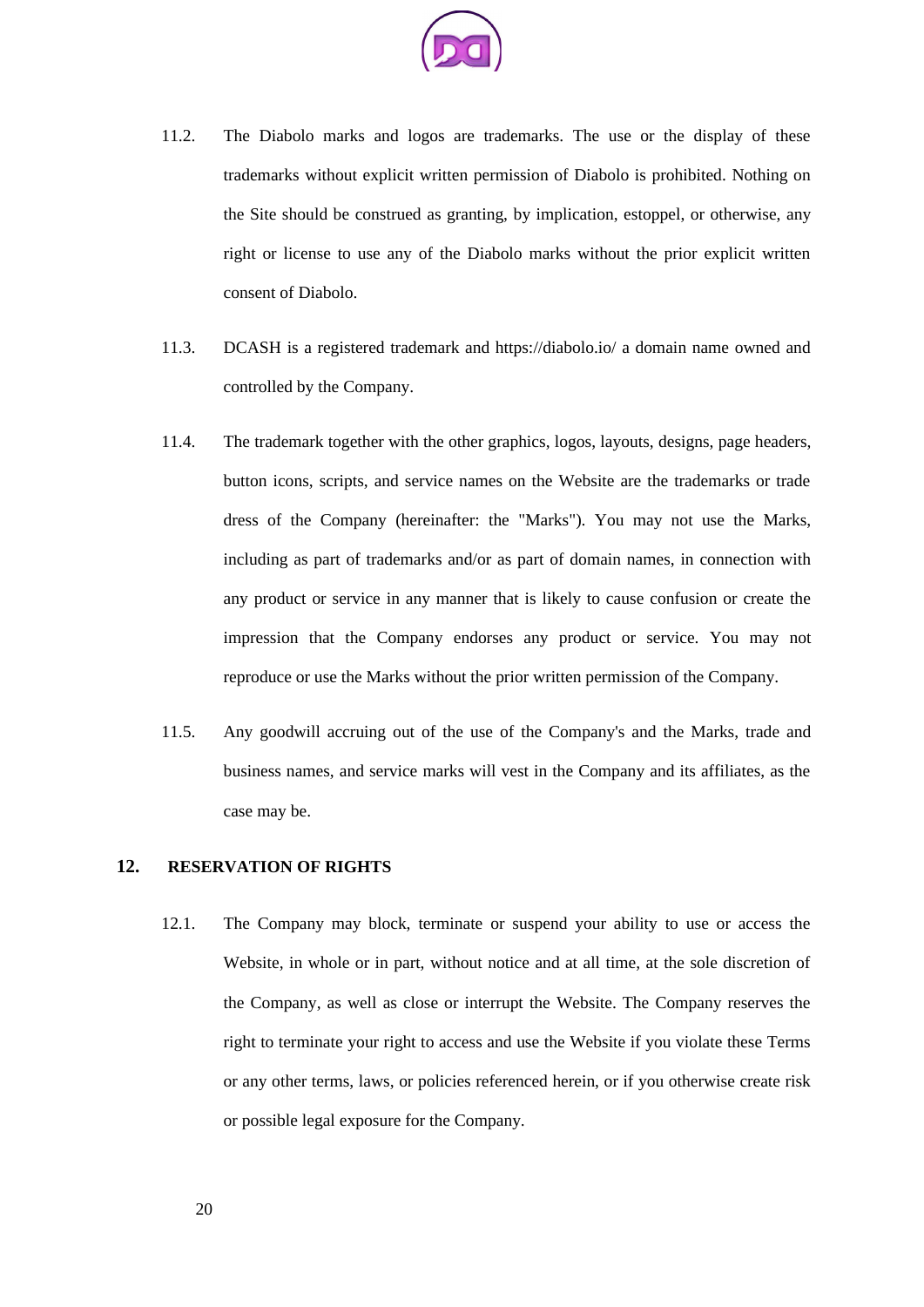11.2. The Diabolo marks and logos are trademarks. The use or the display of these trademarks without explicit written permission of Diabolo is prohibited. Nothing on the Site should be construed as granting, by implication, estoppel, or otherwise, any right or license to use any of the Diabolo marks without the prior explicit written consent of Diabolo.

11.3. DCASH is a registered trademark and https://diabolo.io/ a domain name owned and controlled by the Company.

11.4. The trademark together with the other graphics, logos, layouts, designs, page headers, button icons, scripts, and service names on the Website are the trademarks or trade dress of the Company (hereinafter: the "Marks"). You may not use the Marks, including as part of trademarks and/or as part of domain names, in connection with any product or service in any manner that is likely to cause confusion or create the impression that the Company endorses any product or service. You may not reproduce or use the Marks without the prior written permission of the Company.

11.5. Any goodwill accruing out of the use of the Company's and the Marks, trade and business names, and service marks will vest in the Company and its affiliates, as the case may be.

## 12. RESERVATION OF RIGHTS

12.1. The Company may block, terminate or suspend your ability to use or access the Website, in whole or in part, without notice and at all time, at the sole discretion of the Company, as well as close or interrupt the Website. The Company reserves the right to terminate your right to access and use the Website if you violate these Terms or any other terms, laws, or policies referenced herein, or if you otherwise create risk or possible legal exposure for the Company.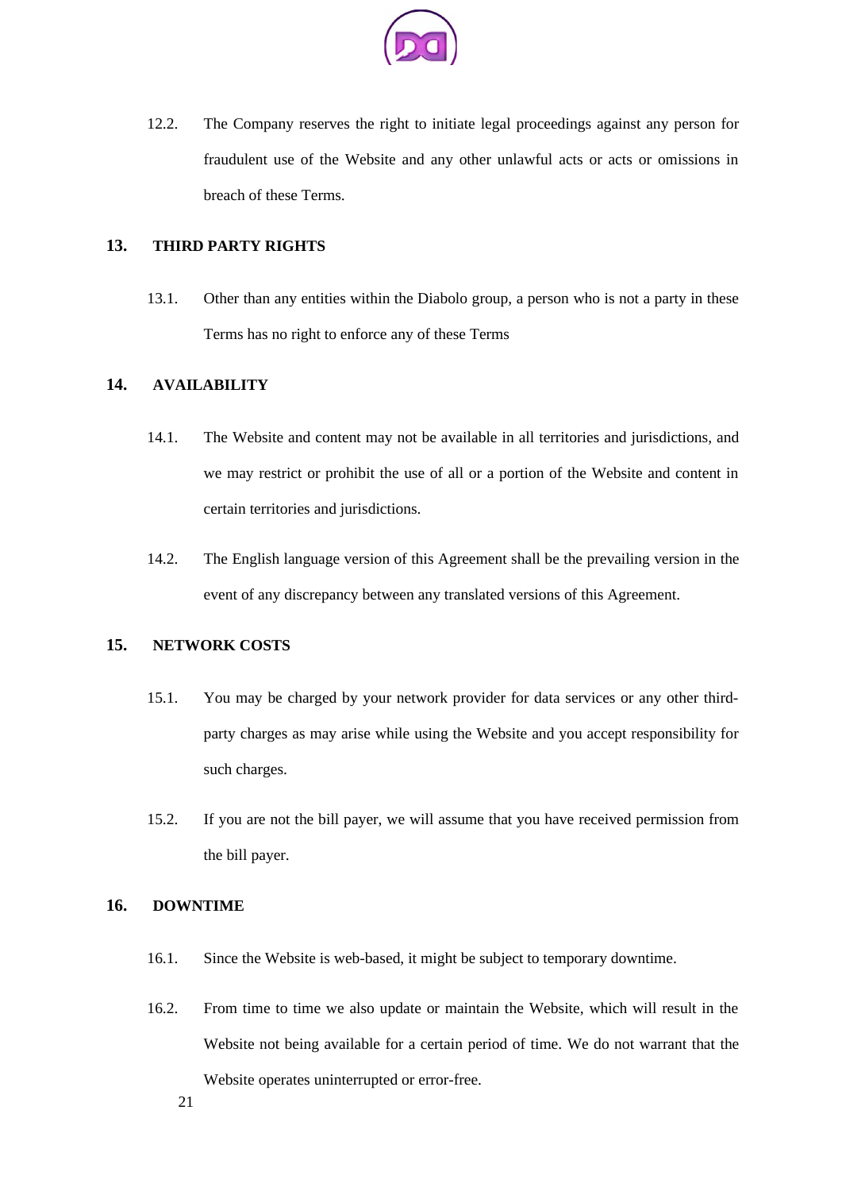12.2. The Company reserves the right to initiate legal proceedings against any person for fraudulent use of the Website and any other unlawful acts or acts or omissions in breach of these Terms.

## 13. THIRD PARTY RIGHTS

13.1. Other than any entities within the Diabolo group, a person who is not a party in these Terms has no right to enforce any of these Terms

## 14. AVAILABILITY

14.1. The Website and content may not be available in all territories and jurisdictions, and we may restrict or prohibit the use of all or a portion of the Website and content in certain territories and jurisdictions.

14.2. The English language version of this Agreement shall be the prevailing version in the event of any discrepancy between any translated versions of this Agreement.

## 15. NETWORK COSTS

15.1. You may be charged by your network provider for data services or any other third-party charges as may arise while using the Website and you accept responsibility for such charges.

15.2. If you are not the bill payer, we will assume that you have received permission from the bill payer.

## 16. DOWNTIME

16.1. Since the Website is web-based, it might be subject to temporary downtime.

16.2. From time to time we also update or maintain the Website, which will result in the Website not being available for a certain period of time. We do not warrant that the Website operates uninterrupted or error-free.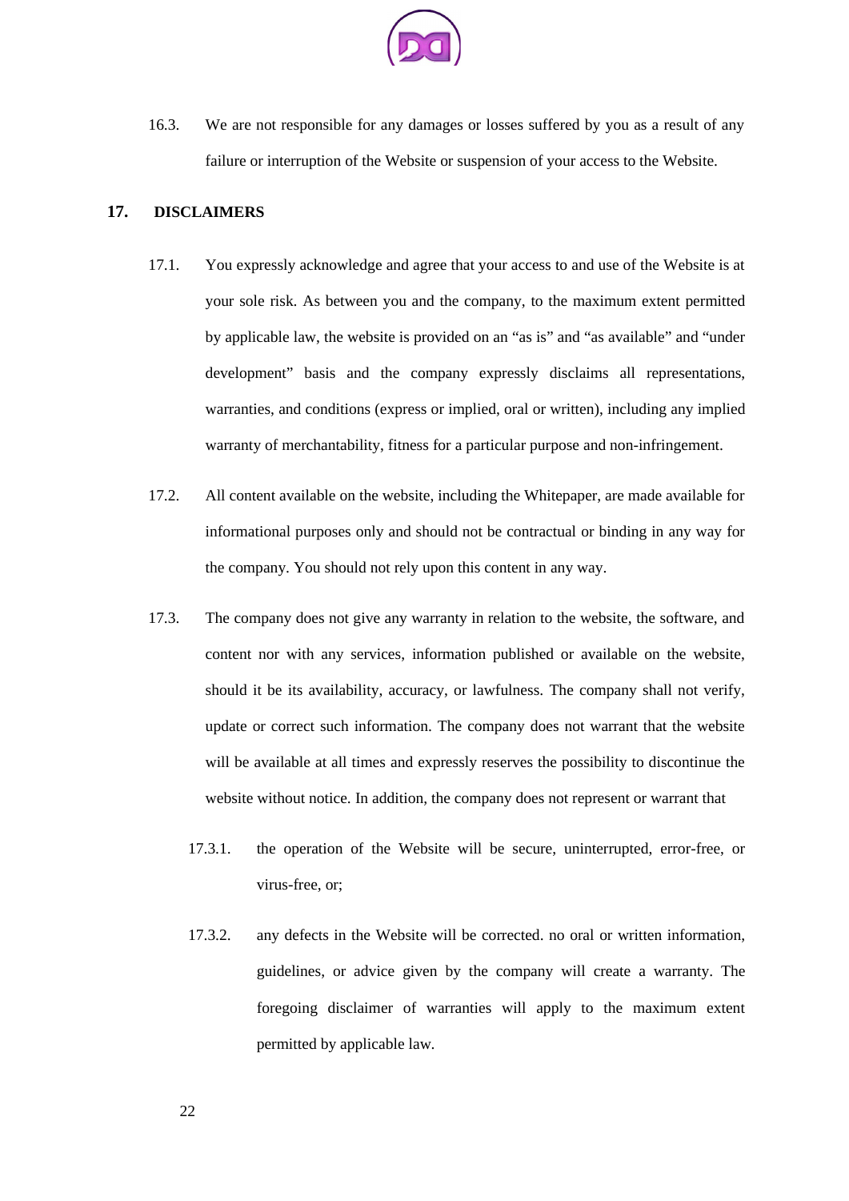16.3. We are not responsible for any damages or losses suffered by you as a result of any failure or interruption of the Website or suspension of your access to the Website.

## 17. DISCLAIMERS

17.1. You expressly acknowledge and agree that your access to and use of the Website is at your sole risk. As between you and the company, to the maximum extent permitted by applicable law, the website is provided on an "as is" and "as available" and "under development" basis and the company expressly disclaims all representations, warranties, and conditions (express or implied, oral or written), including any implied warranty of merchantability, fitness for a particular purpose and non-infringement.

17.2. All content available on the website, including the Whitepaper, are made available for informational purposes only and should not be contractual or binding in any way for the company. You should not rely upon this content in any way.

17.3. The company does not give any warranty in relation to the website, the software, and content nor with any services, information published or available on the website, should it be its availability, accuracy, or lawfulness. The company shall not verify, update or correct such information. The company does not warrant that the website will be available at all times and expressly reserves the possibility to discontinue the website without notice. In addition, the company does not represent or warrant that

17.3.1. the operation of the Website will be secure, uninterrupted, error-free, or virus-free, or;

17.3.2. any defects in the Website will be corrected. no oral or written information, guidelines, or advice given by the company will create a warranty. The foregoing disclaimer of warranties will apply to the maximum extent permitted by applicable law.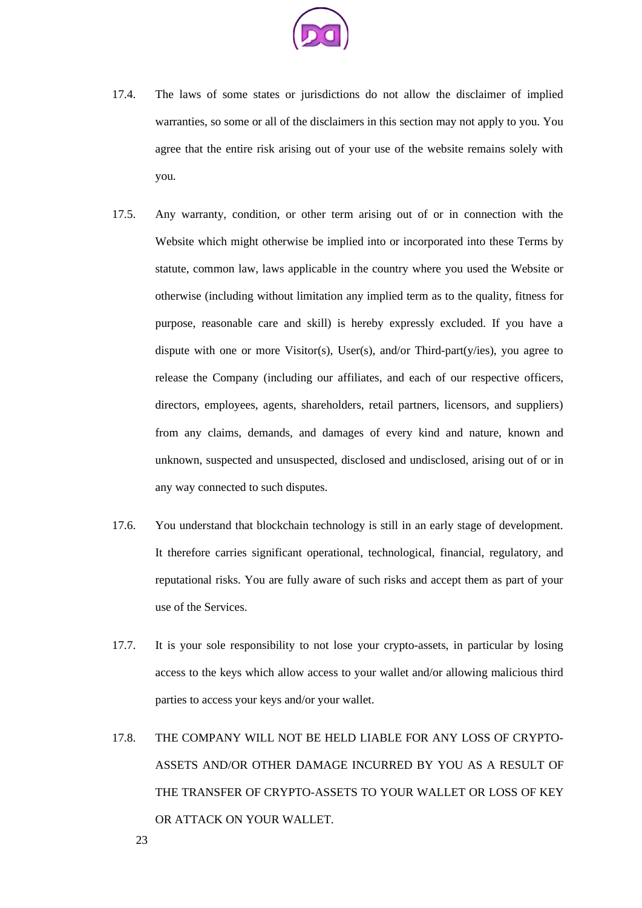17.4. The laws of some states or jurisdictions do not allow the disclaimer of implied warranties, so some or all of the disclaimers in this section may not apply to you. You agree that the entire risk arising out of your use of the website remains solely with you.

17.5. Any warranty, condition, or other term arising out of or in connection with the Website which might otherwise be implied into or incorporated into these Terms by statute, common law, laws applicable in the country where you used the Website or otherwise (including without limitation any implied term as to the quality, fitness for purpose, reasonable care and skill) is hereby expressly excluded. If you have a dispute with one or more Visitor(s), User(s), and/or Third-part(y/ies), you agree to release the Company (including our affiliates, and each of our respective officers, directors, employees, agents, shareholders, retail partners, licensors, and suppliers) from any claims, demands, and damages of every kind and nature, known and unknown, suspected and unsuspected, disclosed and undisclosed, arising out of or in any way connected to such disputes.

17.6. You understand that blockchain technology is still in an early stage of development. It therefore carries significant operational, technological, financial, regulatory, and reputational risks. You are fully aware of such risks and accept them as part of your use of the Services.

17.7. It is your sole responsibility to not lose your crypto-assets, in particular by losing access to the keys which allow access to your wallet and/or allowing malicious third parties to access your keys and/or your wallet.

17.8. THE COMPANY WILL NOT BE HELD LIABLE FOR ANY LOSS OF CRYPTO-ASSETS AND/OR OTHER DAMAGE INCURRED BY YOU AS A RESULT OF THE TRANSFER OF CRYPTO-ASSETS TO YOUR WALLET OR LOSS OF KEY OR ATTACK ON YOUR WALLET.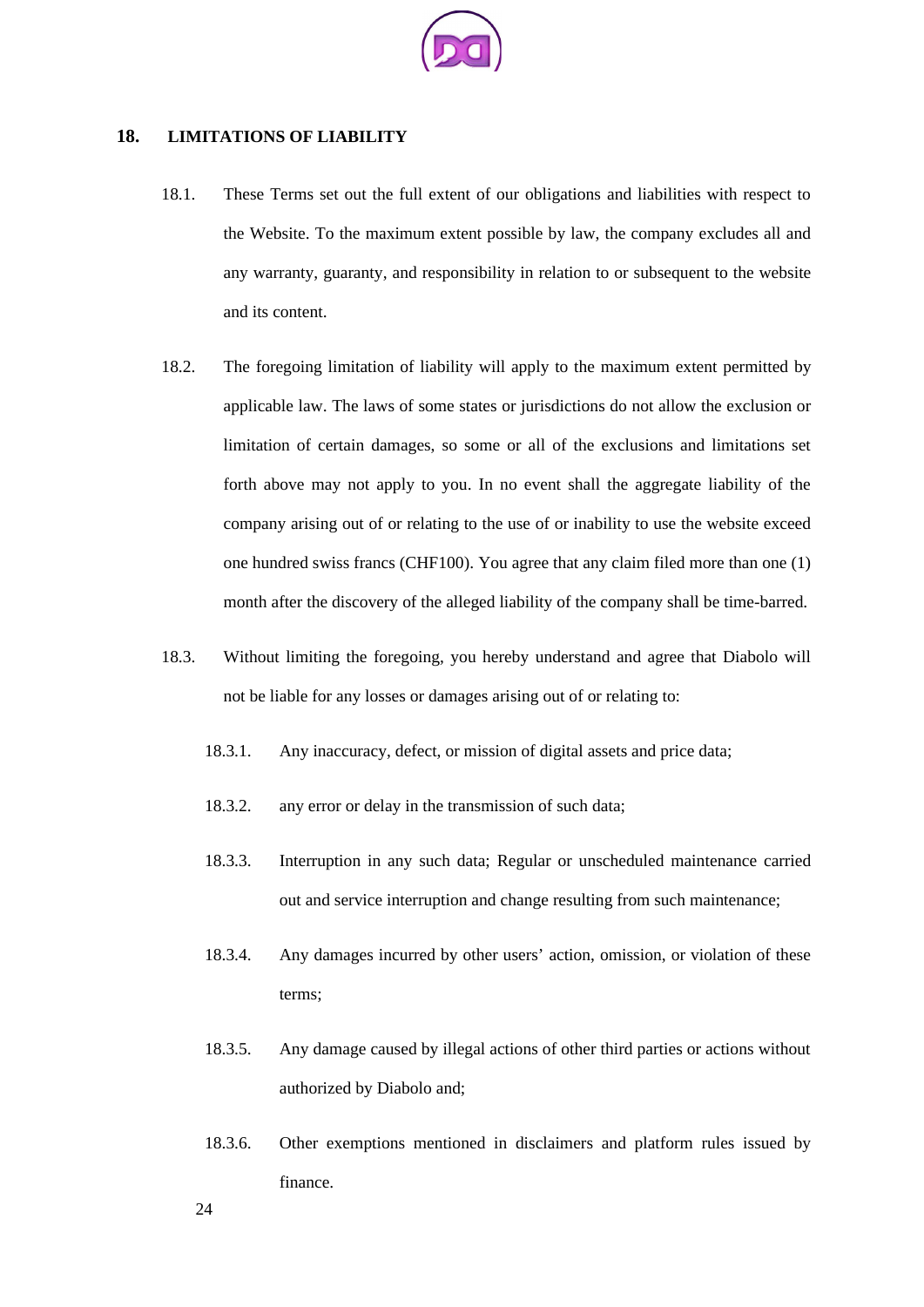## 18. LIMITATIONS OF LIABILITY

18.1. These Terms set out the full extent of our obligations and liabilities with respect to the Website. To the maximum extent possible by law, the company excludes all and any warranty, guaranty, and responsibility in relation to or subsequent to the website and its content.

18.2. The foregoing limitation of liability will apply to the maximum extent permitted by applicable law. The laws of some states or jurisdictions do not allow the exclusion or limitation of certain damages, so some or all of the exclusions and limitations set forth above may not apply to you. In no event shall the aggregate liability of the company arising out of or relating to the use of or inability to use the website exceed one hundred swiss francs (CHF100). You agree that any claim filed more than one (1) month after the discovery of the alleged liability of the company shall be time-barred.

18.3. Without limiting the foregoing, you hereby understand and agree that Diabolo will not be liable for any losses or damages arising out of or relating to:

18.3.1. Any inaccuracy, defect, or mission of digital assets and price data;

18.3.2. any error or delay in the transmission of such data;

18.3.3. Interruption in any such data; Regular or unscheduled maintenance carried out and service interruption and change resulting from such maintenance;

18.3.4. Any damages incurred by other users' action, omission, or violation of these terms;

18.3.5. Any damage caused by illegal actions of other third parties or actions without authorized by Diabolo and;

18.3.6. Other exemptions mentioned in disclaimers and platform rules issued by finance.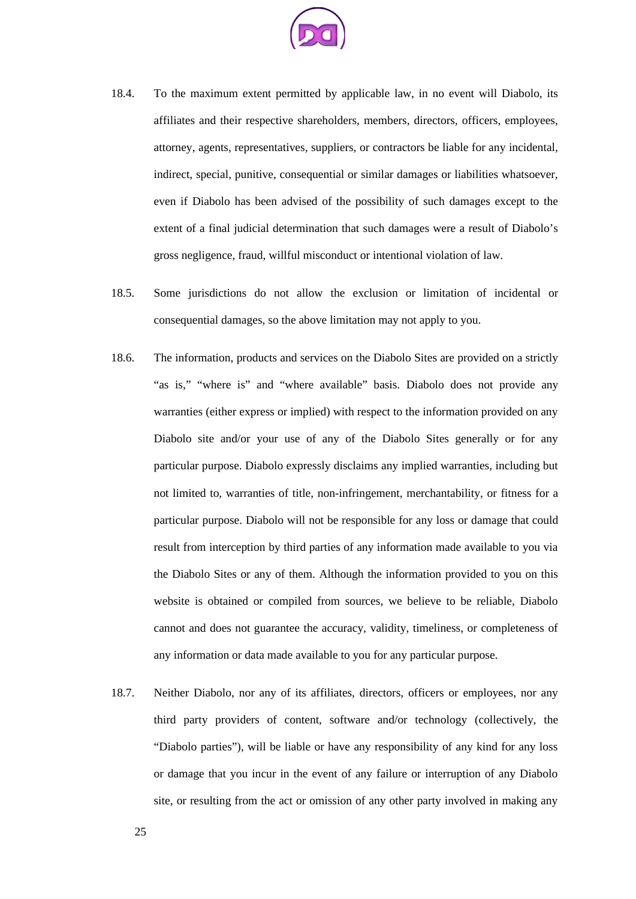18.4. To the maximum extent permitted by applicable law, in no event will Diabolo, its affiliates and their respective shareholders, members, directors, officers, employees, attorney, agents, representatives, suppliers, or contractors be liable for any incidental, indirect, special, punitive, consequential or similar damages or liabilities whatsoever, even if Diabolo has been advised of the possibility of such damages except to the extent of a final judicial determination that such damages were a result of Diabolo's gross negligence, fraud, willful misconduct or intentional violation of law.

18.5. Some jurisdictions do not allow the exclusion or limitation of incidental or consequential damages, so the above limitation may not apply to you.

18.6. The information, products and services on the Diabolo Sites are provided on a strictly "as is," "where is" and "where available" basis. Diabolo does not provide any warranties (either express or implied) with respect to the information provided on any Diabolo site and/or your use of any of the Diabolo Sites generally or for any particular purpose. Diabolo expressly disclaims any implied warranties, including but not limited to, warranties of title, non-infringement, merchantability, or fitness for a particular purpose. Diabolo will not be responsible for any loss or damage that could result from interception by third parties of any information made available to you via the Diabolo Sites or any of them. Although the information provided to you on this website is obtained or compiled from sources, we believe to be reliable, Diabolo cannot and does not guarantee the accuracy, validity, timeliness, or completeness of any information or data made available to you for any particular purpose.

18.7. Neither Diabolo, nor any of its affiliates, directors, officers or employees, nor any third party providers of content, software and/or technology (collectively, the "Diabolo parties"), will be liable or have any responsibility of any kind for any loss or damage that you incur in the event of any failure or interruption of any Diabolo site, or resulting from the act or omission of any other party involved in making any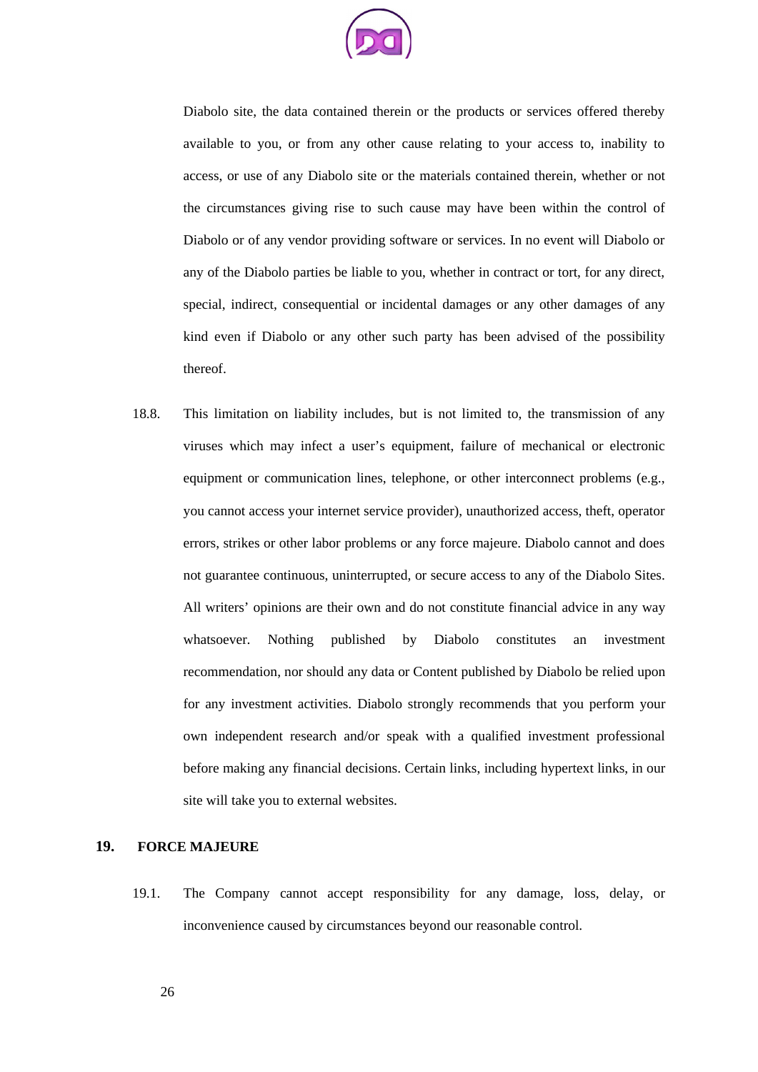Diabolo site, the data contained therein or the products or services offered thereby available to you, or from any other cause relating to your access to, inability to access, or use of any Diabolo site or the materials contained therein, whether or not the circumstances giving rise to such cause may have been within the control of Diabolo or of any vendor providing software or services. In no event will Diabolo or any of the Diabolo parties be liable to you, whether in contract or tort, for any direct, special, indirect, consequential or incidental damages or any other damages of any kind even if Diabolo or any other such party has been advised of the possibility thereof.

18.8. This limitation on liability includes, but is not limited to, the transmission of any viruses which may infect a user's equipment, failure of mechanical or electronic equipment or communication lines, telephone, or other interconnect problems (e.g., you cannot access your internet service provider), unauthorized access, theft, operator errors, strikes or other labor problems or any force majeure. Diabolo cannot and does not guarantee continuous, uninterrupted, or secure access to any of the Diabolo Sites. All writers' opinions are their own and do not constitute financial advice in any way whatsoever. Nothing published by Diabolo constitutes an investment recommendation, nor should any data or Content published by Diabolo be relied upon for any investment activities. Diabolo strongly recommends that you perform your own independent research and/or speak with a qualified investment professional before making any financial decisions. Certain links, including hypertext links, in our site will take you to external websites.

## 19. FORCE MAJEURE

19.1. The Company cannot accept responsibility for any damage, loss, delay, or inconvenience caused by circumstances beyond our reasonable control.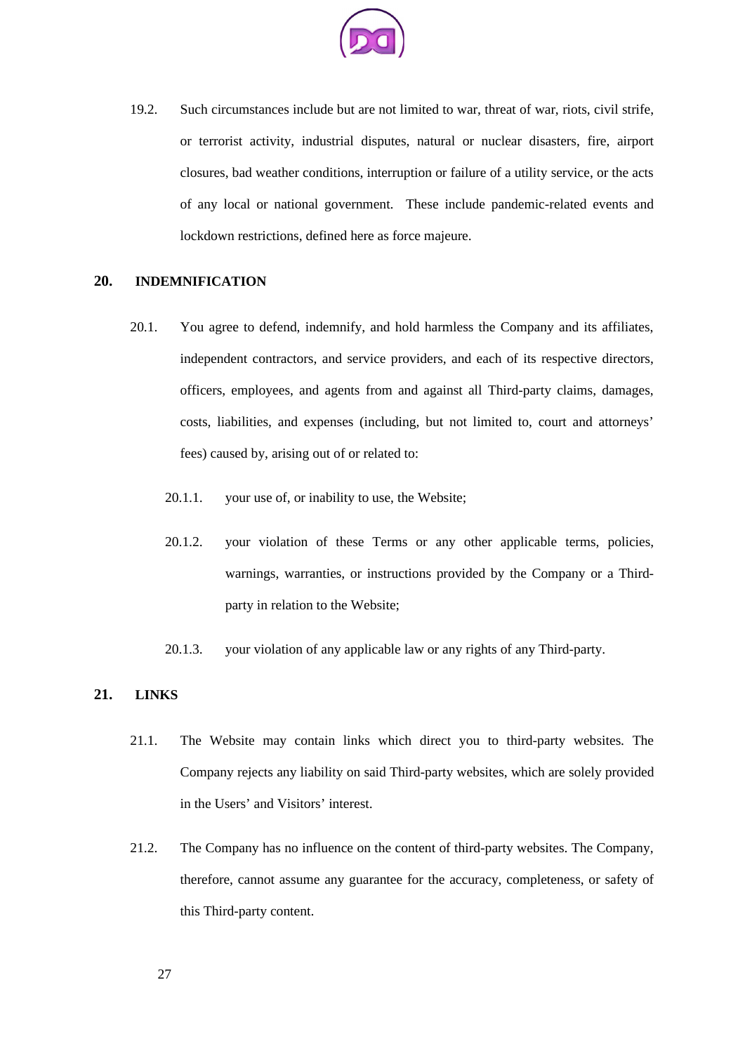19.2. Such circumstances include but are not limited to war, threat of war, riots, civil strife, or terrorist activity, industrial disputes, natural or nuclear disasters, fire, airport closures, bad weather conditions, interruption or failure of a utility service, or the acts of any local or national government. These include pandemic-related events and lockdown restrictions, defined here as force majeure.

## 20. INDEMNIFICATION

20.1. You agree to defend, indemnify, and hold harmless the Company and its affiliates, independent contractors, and service providers, and each of its respective directors, officers, employees, and agents from and against all Third-party claims, damages, costs, liabilities, and expenses (including, but not limited to, court and attorneys' fees) caused by, arising out of or related to:

20.1.1. your use of, or inability to use, the Website;

20.1.2. your violation of these Terms or any other applicable terms, policies, warnings, warranties, or instructions provided by the Company or a Third-party in relation to the Website;

20.1.3. your violation of any applicable law or any rights of any Third-party.

## 21. LINKS

21.1. The Website may contain links which direct you to third-party websites. The Company rejects any liability on said Third-party websites, which are solely provided in the Users' and Visitors' interest.

21.2. The Company has no influence on the content of third-party websites. The Company, therefore, cannot assume any guarantee for the accuracy, completeness, or safety of this Third-party content.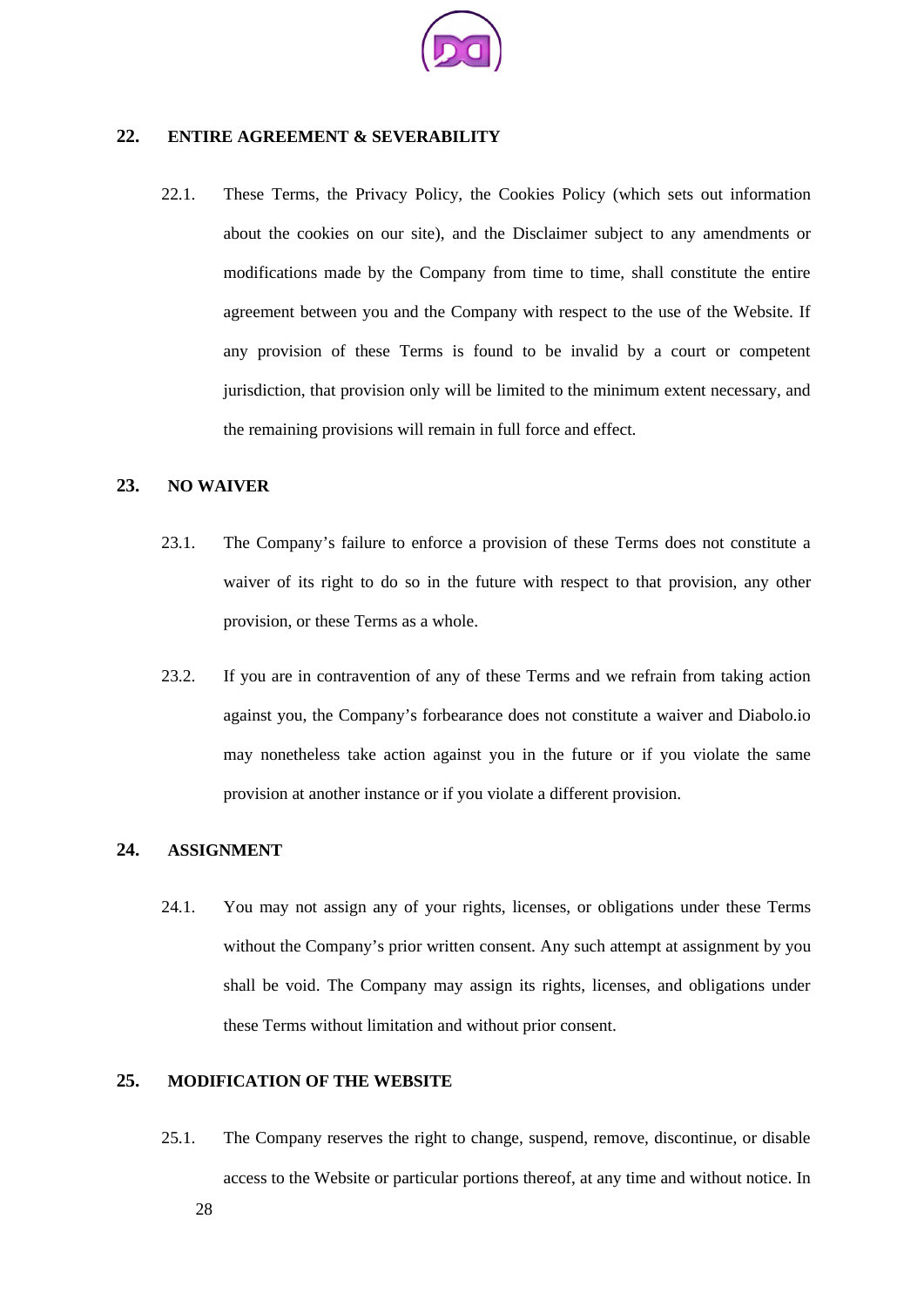## 22. ENTIRE AGREEMENT & SEVERABILITY

22.1. These Terms, the Privacy Policy, the Cookies Policy (which sets out information about the cookies on our site), and the Disclaimer subject to any amendments or modifications made by the Company from time to time, shall constitute the entire agreement between you and the Company with respect to the use of the Website. If any provision of these Terms is found to be invalid by a court or competent jurisdiction, that provision only will be limited to the minimum extent necessary, and the remaining provisions will remain in full force and effect.

## 23. NO WAIVER

23.1. The Company's failure to enforce a provision of these Terms does not constitute a waiver of its right to do so in the future with respect to that provision, any other provision, or these Terms as a whole.

23.2. If you are in contravention of any of these Terms and we refrain from taking action against you, the Company's forbearance does not constitute a waiver and Diabolo.io may nonetheless take action against you in the future or if you violate the same provision at another instance or if you violate a different provision.

## 24. ASSIGNMENT

24.1. You may not assign any of your rights, licenses, or obligations under these Terms without the Company's prior written consent. Any such attempt at assignment by you shall be void. The Company may assign its rights, licenses, and obligations under these Terms without limitation and without prior consent.

## 25. MODIFICATION OF THE WEBSITE

25.1. The Company reserves the right to change, suspend, remove, discontinue, or disable access to the Website or particular portions thereof, at any time and without notice. In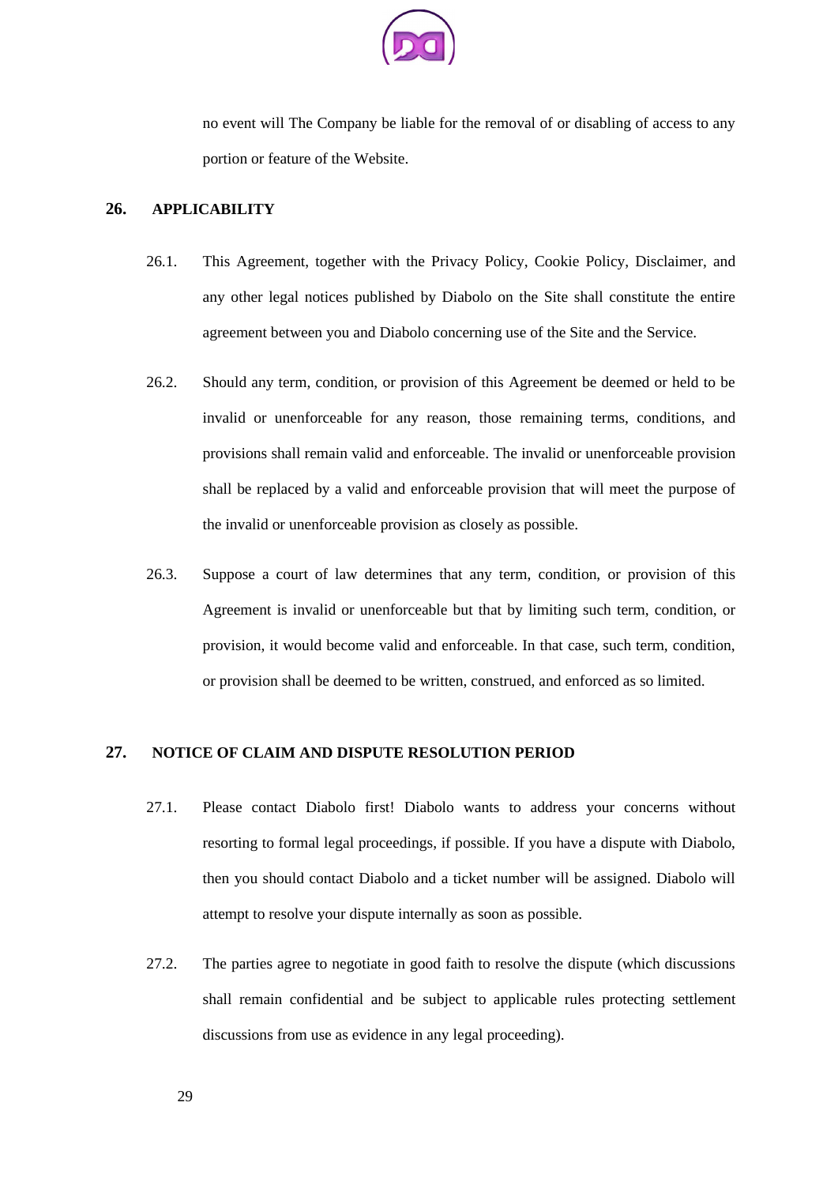no event will The Company be liable for the removal of or disabling of access to any portion or feature of the Website.

## 26. APPLICABILITY

26.1. This Agreement, together with the Privacy Policy, Cookie Policy, Disclaimer, and any other legal notices published by Diabolo on the Site shall constitute the entire agreement between you and Diabolo concerning use of the Site and the Service.

26.2. Should any term, condition, or provision of this Agreement be deemed or held to be invalid or unenforceable for any reason, those remaining terms, conditions, and provisions shall remain valid and enforceable. The invalid or unenforceable provision shall be replaced by a valid and enforceable provision that will meet the purpose of the invalid or unenforceable provision as closely as possible.

26.3. Suppose a court of law determines that any term, condition, or provision of this Agreement is invalid or unenforceable but that by limiting such term, condition, or provision, it would become valid and enforceable. In that case, such term, condition, or provision shall be deemed to be written, construed, and enforced as so limited.

## 27. NOTICE OF CLAIM AND DISPUTE RESOLUTION PERIOD

27.1. Please contact Diabolo first! Diabolo wants to address your concerns without resorting to formal legal proceedings, if possible. If you have a dispute with Diabolo, then you should contact Diabolo and a ticket number will be assigned. Diabolo will attempt to resolve your dispute internally as soon as possible.

27.2. The parties agree to negotiate in good faith to resolve the dispute (which discussions shall remain confidential and be subject to applicable rules protecting settlement discussions from use as evidence in any legal proceeding).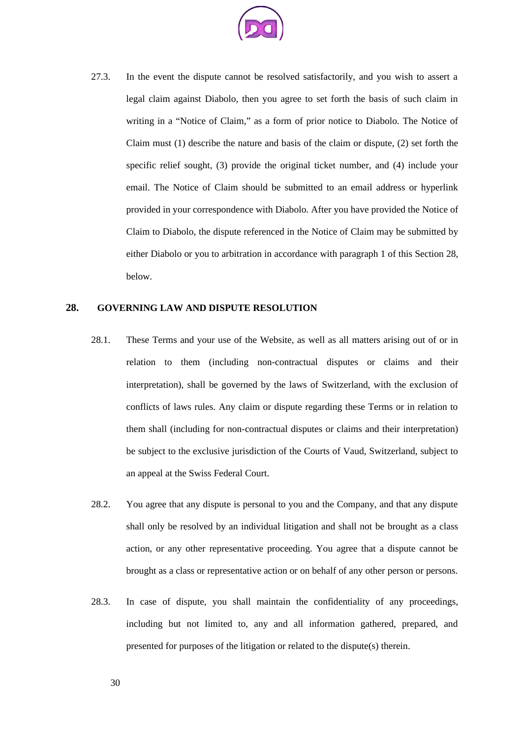27.3. In the event the dispute cannot be resolved satisfactorily, and you wish to assert a legal claim against Diabolo, then you agree to set forth the basis of such claim in writing in a "Notice of Claim," as a form of prior notice to Diabolo. The Notice of Claim must (1) describe the nature and basis of the claim or dispute, (2) set forth the specific relief sought, (3) provide the original ticket number, and (4) include your email. The Notice of Claim should be submitted to an email address or hyperlink provided in your correspondence with Diabolo. After you have provided the Notice of Claim to Diabolo, the dispute referenced in the Notice of Claim may be submitted by either Diabolo or you to arbitration in accordance with paragraph 1 of this Section 28, below.

## 28. GOVERNING LAW AND DISPUTE RESOLUTION

28.1. These Terms and your use of the Website, as well as all matters arising out of or in relation to them (including non-contractual disputes or claims and their interpretation), shall be governed by the laws of Switzerland, with the exclusion of conflicts of laws rules. Any claim or dispute regarding these Terms or in relation to them shall (including for non-contractual disputes or claims and their interpretation) be subject to the exclusive jurisdiction of the Courts of Vaud, Switzerland, subject to an appeal at the Swiss Federal Court.

28.2. You agree that any dispute is personal to you and the Company, and that any dispute shall only be resolved by an individual litigation and shall not be brought as a class action, or any other representative proceeding. You agree that a dispute cannot be brought as a class or representative action or on behalf of any other person or persons.

28.3. In case of dispute, you shall maintain the confidentiality of any proceedings, including but not limited to, any and all information gathered, prepared, and presented for purposes of the litigation or related to the dispute(s) therein.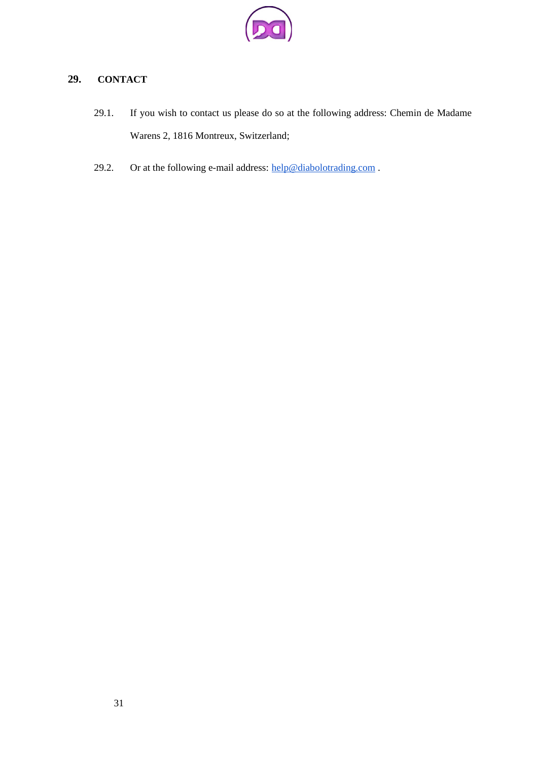## 29. CONTACT

29.1. If you wish to contact us please do so at the following address: Chemin de Madame Warens 2, 1816 Montreux, Switzerland;

29.2. Or at the following e-mail address: help@diabolotrading.com .